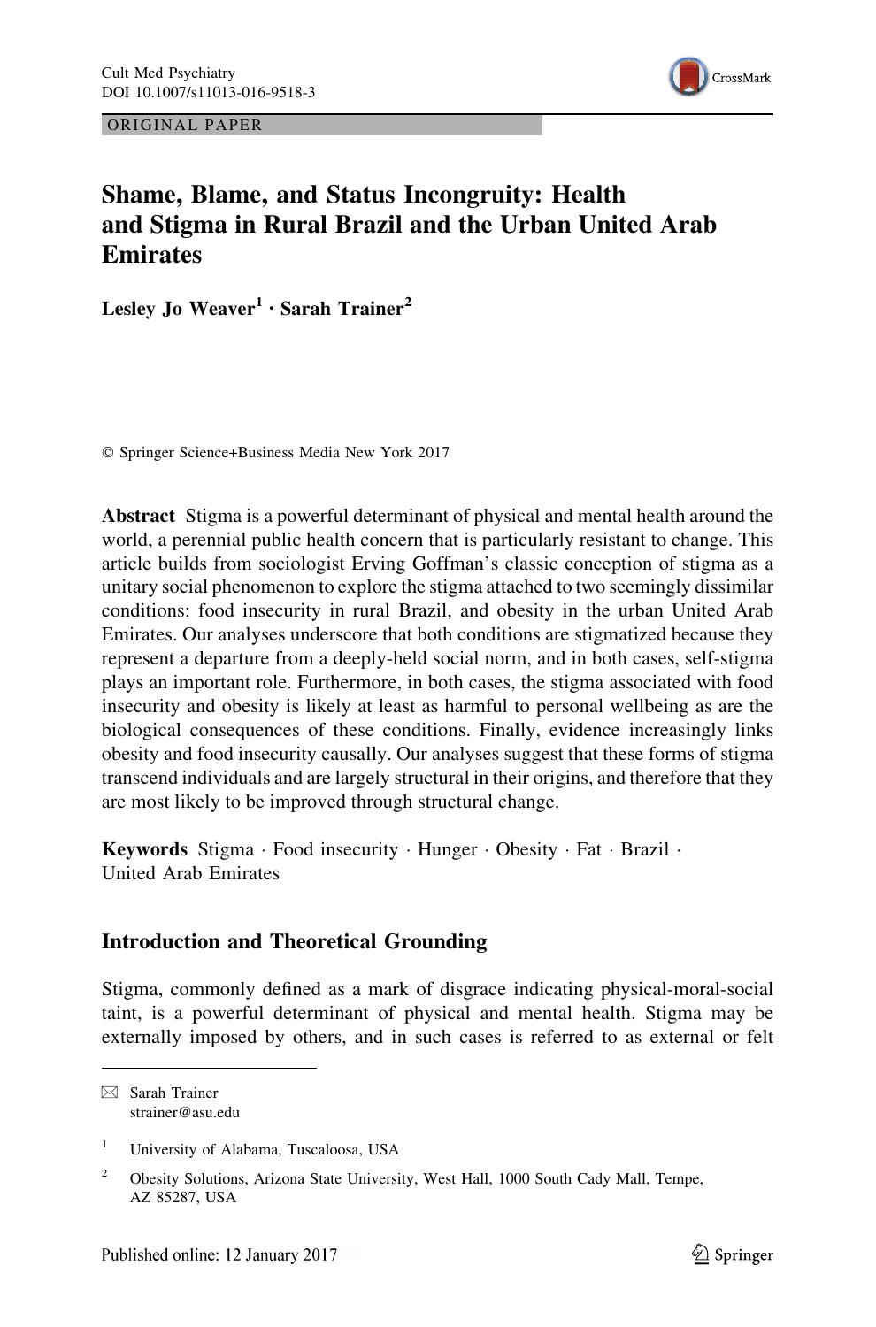ORIGINAL PAPER

# Shame, Blame, and Status Incongruity: Health and Stigma in Rural Brazil and the Urban United Arab Emirates

Lesley Jo Weaver[1] · Sarah Trainer[2]

© Springer Science+Business Media New York 2017

**Abstract** Stigma is a powerful determinant of physical and mental health around the world, a perennial public health concern that is particularly resistant to change. This article builds from sociologist Erving Goffman's classic conception of stigma as a unitary social phenomenon to explore the stigma attached to two seemingly dissimilar conditions: food insecurity in rural Brazil, and obesity in the urban United Arab Emirates. Our analyses underscore that both conditions are stigmatized because they represent a departure from a deeply-held social norm, and in both cases, self-stigma plays an important role. Furthermore, in both cases, the stigma associated with food insecurity and obesity is likely at least as harmful to personal wellbeing as are the biological consequences of these conditions. Finally, evidence increasingly links obesity and food insecurity causally. Our analyses suggest that these forms of stigma transcend individuals and are largely structural in their origins, and therefore that they are most likely to be improved through structural change.

**Keywords** Stigma · Food insecurity · Hunger · Obesity · Fat · Brazil · United Arab Emirates

## Introduction and Theoretical Grounding

Stigma, commonly defined as a mark of disgrace indicating physical-moral-social taint, is a powerful determinant of physical and mental health. Stigma may be externally imposed by others, and in such cases is referred to as external or felt

---

✉ Sarah Trainer
strainer@asu.edu

[1] University of Alabama, Tuscaloosa, USA

[2] Obesity Solutions, Arizona State University, West Hall, 1000 South Cady Mall, Tempe, AZ 85287, USA

Published online: 12 January 2017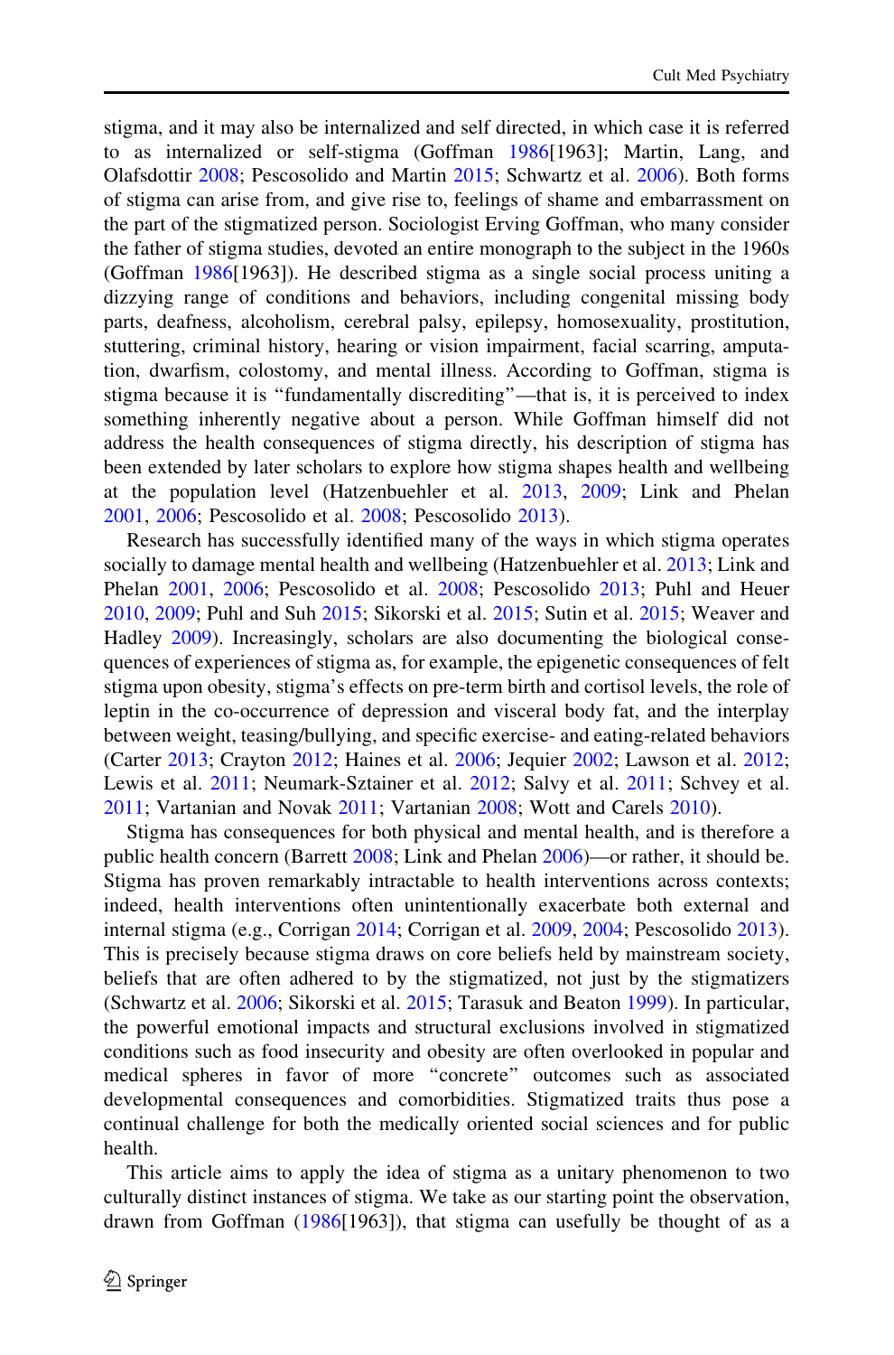stigma, and it may also be internalized and self directed, in which case it is referred to as internalized or self-stigma (Goffman 1986[1963]; Martin, Lang, and Olafsdottir 2008; Pescosolido and Martin 2015; Schwartz et al. 2006). Both forms of stigma can arise from, and give rise to, feelings of shame and embarrassment on the part of the stigmatized person. Sociologist Erving Goffman, who many consider the father of stigma studies, devoted an entire monograph to the subject in the 1960s (Goffman 1986[1963]). He described stigma as a single social process uniting a dizzying range of conditions and behaviors, including congenital missing body parts, deafness, alcoholism, cerebral palsy, epilepsy, homosexuality, prostitution, stuttering, criminal history, hearing or vision impairment, facial scarring, amputation, dwarfism, colostomy, and mental illness. According to Goffman, stigma is stigma because it is "fundamentally discrediting"—that is, it is perceived to index something inherently negative about a person. While Goffman himself did not address the health consequences of stigma directly, his description of stigma has been extended by later scholars to explore how stigma shapes health and wellbeing at the population level (Hatzenbuehler et al. 2013, 2009; Link and Phelan 2001, 2006; Pescosolido et al. 2008; Pescosolido 2013).

Research has successfully identified many of the ways in which stigma operates socially to damage mental health and wellbeing (Hatzenbuehler et al. 2013; Link and Phelan 2001, 2006; Pescosolido et al. 2008; Pescosolido 2013; Puhl and Heuer 2010, 2009; Puhl and Suh 2015; Sikorski et al. 2015; Sutin et al. 2015; Weaver and Hadley 2009). Increasingly, scholars are also documenting the biological consequences of experiences of stigma as, for example, the epigenetic consequences of felt stigma upon obesity, stigma's effects on pre-term birth and cortisol levels, the role of leptin in the co-occurrence of depression and visceral body fat, and the interplay between weight, teasing/bullying, and specific exercise- and eating-related behaviors (Carter 2013; Crayton 2012; Haines et al. 2006; Jequier 2002; Lawson et al. 2012; Lewis et al. 2011; Neumark-Sztainer et al. 2012; Salvy et al. 2011; Schvey et al. 2011; Vartanian and Novak 2011; Vartanian 2008; Wott and Carels 2010).

Stigma has consequences for both physical and mental health, and is therefore a public health concern (Barrett 2008; Link and Phelan 2006)—or rather, it should be. Stigma has proven remarkably intractable to health interventions across contexts; indeed, health interventions often unintentionally exacerbate both external and internal stigma (e.g., Corrigan 2014; Corrigan et al. 2009, 2004; Pescosolido 2013). This is precisely because stigma draws on core beliefs held by mainstream society, beliefs that are often adhered to by the stigmatized, not just by the stigmatizers (Schwartz et al. 2006; Sikorski et al. 2015; Tarasuk and Beaton 1999). In particular, the powerful emotional impacts and structural exclusions involved in stigmatized conditions such as food insecurity and obesity are often overlooked in popular and medical spheres in favor of more "concrete" outcomes such as associated developmental consequences and comorbidities. Stigmatized traits thus pose a continual challenge for both the medically oriented social sciences and for public health.

This article aims to apply the idea of stigma as a unitary phenomenon to two culturally distinct instances of stigma. We take as our starting point the observation, drawn from Goffman (1986[1963]), that stigma can usefully be thought of as a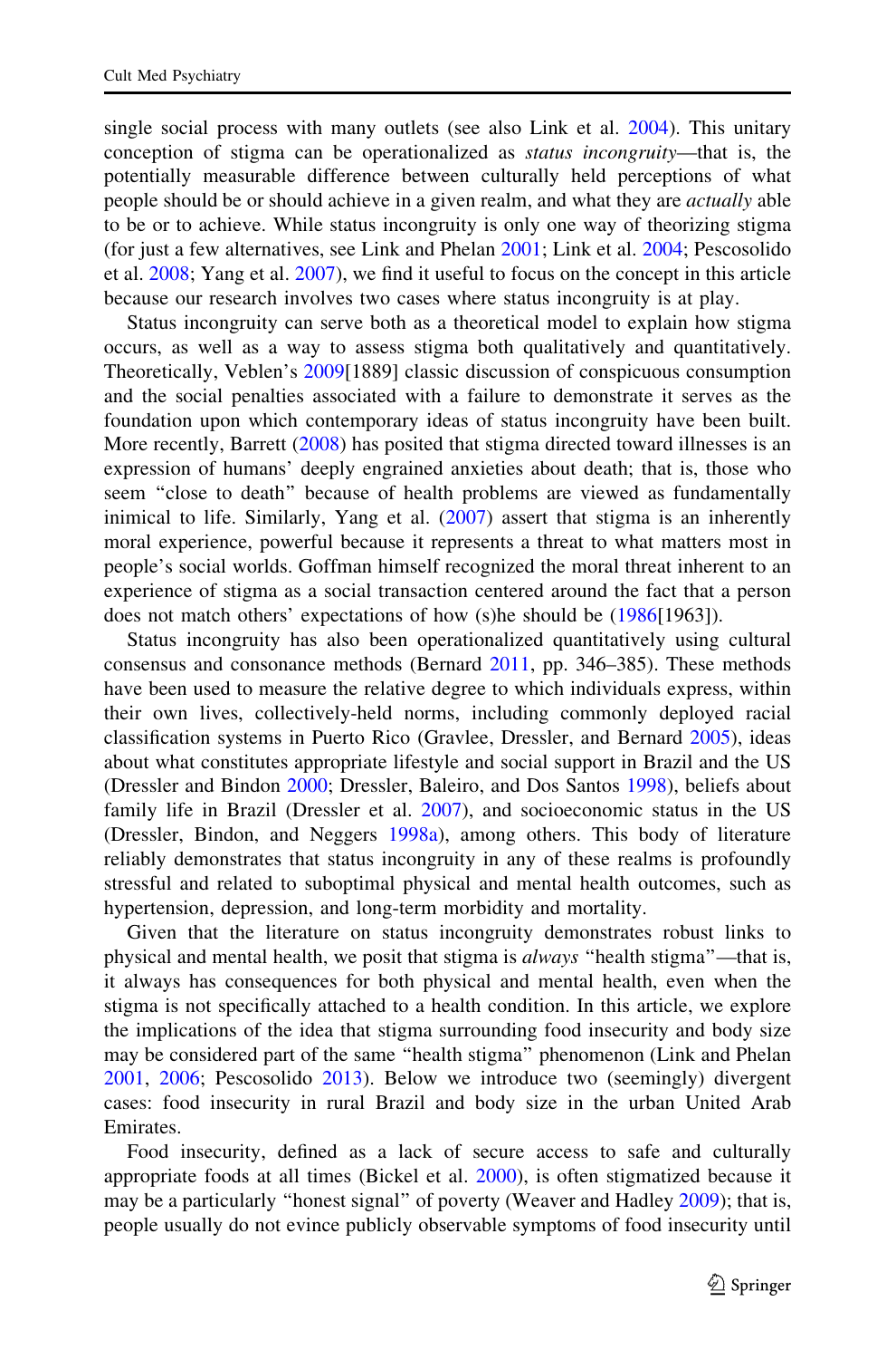single social process with many outlets (see also Link et al. 2004). This unitary conception of stigma can be operationalized as *status incongruity*—that is, the potentially measurable difference between culturally held perceptions of what people should be or should achieve in a given realm, and what they are *actually* able to be or to achieve. While status incongruity is only one way of theorizing stigma (for just a few alternatives, see Link and Phelan 2001; Link et al. 2004; Pescosolido et al. 2008; Yang et al. 2007), we find it useful to focus on the concept in this article because our research involves two cases where status incongruity is at play.

Status incongruity can serve both as a theoretical model to explain how stigma occurs, as well as a way to assess stigma both qualitatively and quantitatively. Theoretically, Veblen's 2009[1889] classic discussion of conspicuous consumption and the social penalties associated with a failure to demonstrate it serves as the foundation upon which contemporary ideas of status incongruity have been built. More recently, Barrett (2008) has posited that stigma directed toward illnesses is an expression of humans' deeply engrained anxieties about death; that is, those who seem "close to death" because of health problems are viewed as fundamentally inimical to life. Similarly, Yang et al. (2007) assert that stigma is an inherently moral experience, powerful because it represents a threat to what matters most in people's social worlds. Goffman himself recognized the moral threat inherent to an experience of stigma as a social transaction centered around the fact that a person does not match others' expectations of how (s)he should be (1986[1963]).

Status incongruity has also been operationalized quantitatively using cultural consensus and consonance methods (Bernard 2011, pp. 346–385). These methods have been used to measure the relative degree to which individuals express, within their own lives, collectively-held norms, including commonly deployed racial classification systems in Puerto Rico (Gravlee, Dressler, and Bernard 2005), ideas about what constitutes appropriate lifestyle and social support in Brazil and the US (Dressler and Bindon 2000; Dressler, Baleiro, and Dos Santos 1998), beliefs about family life in Brazil (Dressler et al. 2007), and socioeconomic status in the US (Dressler, Bindon, and Neggers 1998a), among others. This body of literature reliably demonstrates that status incongruity in any of these realms is profoundly stressful and related to suboptimal physical and mental health outcomes, such as hypertension, depression, and long-term morbidity and mortality.

Given that the literature on status incongruity demonstrates robust links to physical and mental health, we posit that stigma is *always* "health stigma"—that is, it always has consequences for both physical and mental health, even when the stigma is not specifically attached to a health condition. In this article, we explore the implications of the idea that stigma surrounding food insecurity and body size may be considered part of the same "health stigma" phenomenon (Link and Phelan 2001, 2006; Pescosolido 2013). Below we introduce two (seemingly) divergent cases: food insecurity in rural Brazil and body size in the urban United Arab Emirates.

Food insecurity, defined as a lack of secure access to safe and culturally appropriate foods at all times (Bickel et al. 2000), is often stigmatized because it may be a particularly "honest signal" of poverty (Weaver and Hadley 2009); that is, people usually do not evince publicly observable symptoms of food insecurity until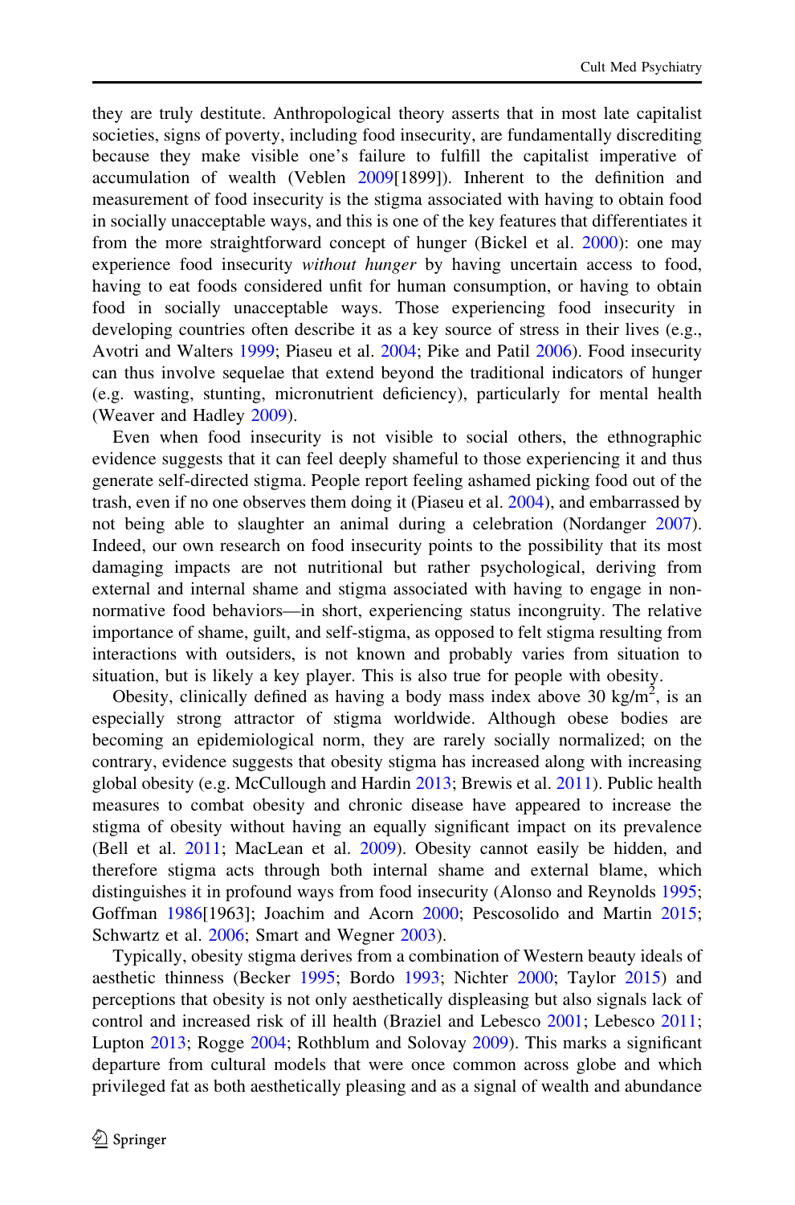they are truly destitute. Anthropological theory asserts that in most late capitalist societies, signs of poverty, including food insecurity, are fundamentally discrediting because they make visible one's failure to fulfill the capitalist imperative of accumulation of wealth (Veblen 2009[1899]). Inherent to the definition and measurement of food insecurity is the stigma associated with having to obtain food in socially unacceptable ways, and this is one of the key features that differentiates it from the more straightforward concept of hunger (Bickel et al. 2000): one may experience food insecurity *without hunger* by having uncertain access to food, having to eat foods considered unfit for human consumption, or having to obtain food in socially unacceptable ways. Those experiencing food insecurity in developing countries often describe it as a key source of stress in their lives (e.g., Avotri and Walters 1999; Piaseu et al. 2004; Pike and Patil 2006). Food insecurity can thus involve sequelae that extend beyond the traditional indicators of hunger (e.g. wasting, stunting, micronutrient deficiency), particularly for mental health (Weaver and Hadley 2009).

Even when food insecurity is not visible to social others, the ethnographic evidence suggests that it can feel deeply shameful to those experiencing it and thus generate self-directed stigma. People report feeling ashamed picking food out of the trash, even if no one observes them doing it (Piaseu et al. 2004), and embarrassed by not being able to slaughter an animal during a celebration (Nordanger 2007). Indeed, our own research on food insecurity points to the possibility that its most damaging impacts are not nutritional but rather psychological, deriving from external and internal shame and stigma associated with having to engage in non-normative food behaviors—in short, experiencing status incongruity. The relative importance of shame, guilt, and self-stigma, as opposed to felt stigma resulting from interactions with outsiders, is not known and probably varies from situation to situation, but is likely a key player. This is also true for people with obesity.

Obesity, clinically defined as having a body mass index above 30 $kg/m^2$, is an especially strong attractor of stigma worldwide. Although obese bodies are becoming an epidemiological norm, they are rarely socially normalized; on the contrary, evidence suggests that obesity stigma has increased along with increasing global obesity (e.g. McCullough and Hardin 2013; Brewis et al. 2011). Public health measures to combat obesity and chronic disease have appeared to increase the stigma of obesity without having an equally significant impact on its prevalence (Bell et al. 2011; MacLean et al. 2009). Obesity cannot easily be hidden, and therefore stigma acts through both internal shame and external blame, which distinguishes it in profound ways from food insecurity (Alonso and Reynolds 1995; Goffman 1986[1963]; Joachim and Acorn 2000; Pescosolido and Martin 2015; Schwartz et al. 2006; Smart and Wegner 2003).

Typically, obesity stigma derives from a combination of Western beauty ideals of aesthetic thinness (Becker 1995; Bordo 1993; Nichter 2000; Taylor 2015) and perceptions that obesity is not only aesthetically displeasing but also signals lack of control and increased risk of ill health (Braziel and Lebesco 2001; Lebesco 2011; Lupton 2013; Rogge 2004; Rothblum and Solovay 2009). This marks a significant departure from cultural models that were once common across globe and which privileged fat as both aesthetically pleasing and as a signal of wealth and abundance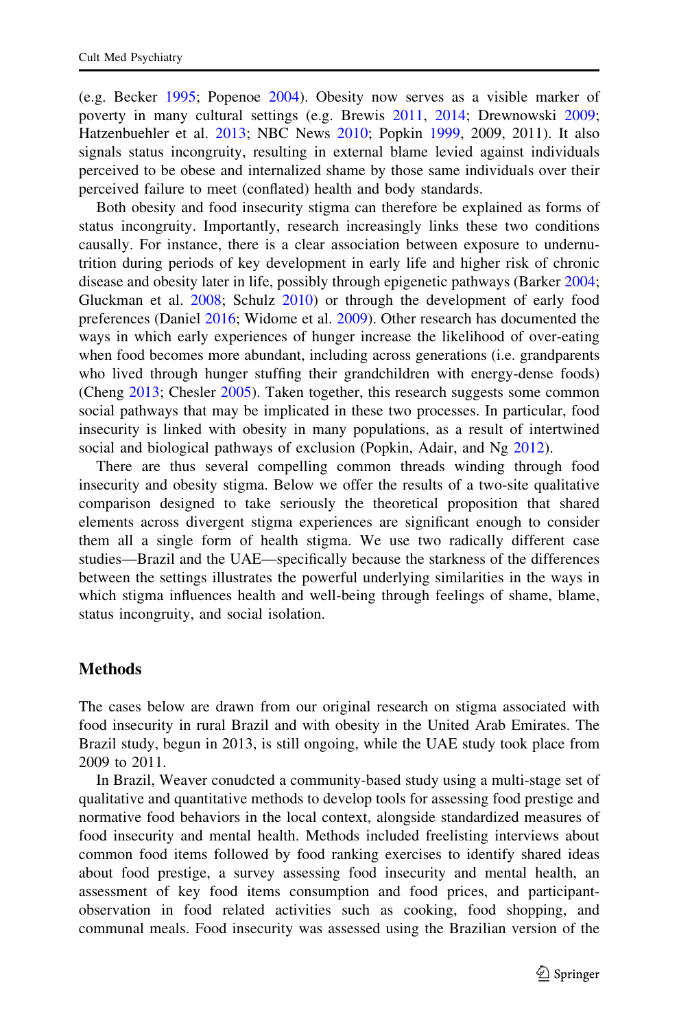(e.g. Becker 1995; Popenoe 2004). Obesity now serves as a visible marker of poverty in many cultural settings (e.g. Brewis 2011, 2014; Drewnowski 2009; Hatzenbuehler et al. 2013; NBC News 2010; Popkin 1999, 2009, 2011). It also signals status incongruity, resulting in external blame levied against individuals perceived to be obese and internalized shame by those same individuals over their perceived failure to meet (conflated) health and body standards.

Both obesity and food insecurity stigma can therefore be explained as forms of status incongruity. Importantly, research increasingly links these two conditions causally. For instance, there is a clear association between exposure to undernutrition during periods of key development in early life and higher risk of chronic disease and obesity later in life, possibly through epigenetic pathways (Barker 2004; Gluckman et al. 2008; Schulz 2010) or through the development of early food preferences (Daniel 2016; Widome et al. 2009). Other research has documented the ways in which early experiences of hunger increase the likelihood of over-eating when food becomes more abundant, including across generations (i.e. grandparents who lived through hunger stuffing their grandchildren with energy-dense foods) (Cheng 2013; Chesler 2005). Taken together, this research suggests some common social pathways that may be implicated in these two processes. In particular, food insecurity is linked with obesity in many populations, as a result of intertwined social and biological pathways of exclusion (Popkin, Adair, and Ng 2012).

There are thus several compelling common threads winding through food insecurity and obesity stigma. Below we offer the results of a two-site qualitative comparison designed to take seriously the theoretical proposition that shared elements across divergent stigma experiences are significant enough to consider them all a single form of health stigma. We use two radically different case studies—Brazil and the UAE—specifically because the starkness of the differences between the settings illustrates the powerful underlying similarities in the ways in which stigma influences health and well-being through feelings of shame, blame, status incongruity, and social isolation.

## Methods

The cases below are drawn from our original research on stigma associated with food insecurity in rural Brazil and with obesity in the United Arab Emirates. The Brazil study, begun in 2013, is still ongoing, while the UAE study took place from 2009 to 2011.

In Brazil, Weaver conudcted a community-based study using a multi-stage set of qualitative and quantitative methods to develop tools for assessing food prestige and normative food behaviors in the local context, alongside standardized measures of food insecurity and mental health. Methods included freelisting interviews about common food items followed by food ranking exercises to identify shared ideas about food prestige, a survey assessing food insecurity and mental health, an assessment of key food items consumption and food prices, and participant-observation in food related activities such as cooking, food shopping, and communal meals. Food insecurity was assessed using the Brazilian version of the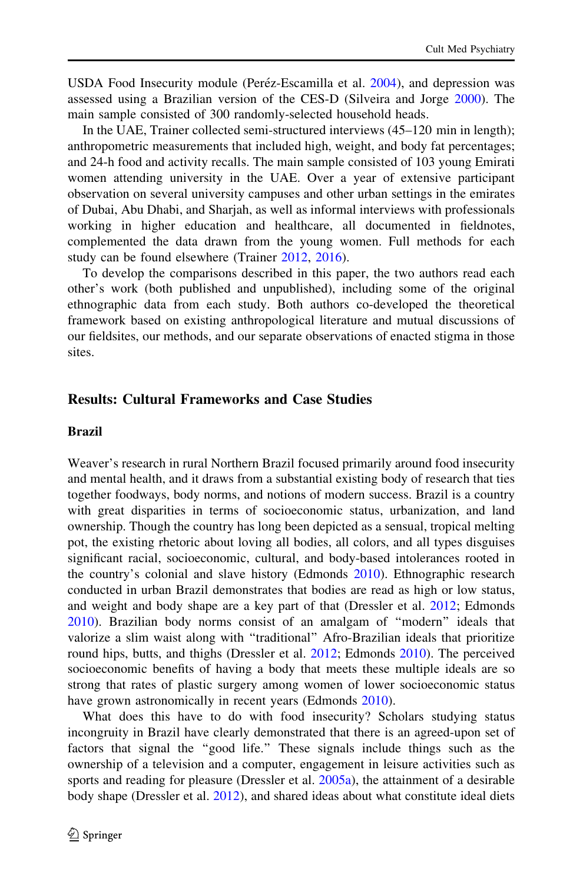USDA Food Insecurity module (Peréz-Escamilla et al. 2004), and depression was assessed using a Brazilian version of the CES-D (Silveira and Jorge 2000). The main sample consisted of 300 randomly-selected household heads.

In the UAE, Trainer collected semi-structured interviews (45–120 min in length); anthropometric measurements that included high, weight, and body fat percentages; and 24-h food and activity recalls. The main sample consisted of 103 young Emirati women attending university in the UAE. Over a year of extensive participant observation on several university campuses and other urban settings in the emirates of Dubai, Abu Dhabi, and Sharjah, as well as informal interviews with professionals working in higher education and healthcare, all documented in fieldnotes, complemented the data drawn from the young women. Full methods for each study can be found elsewhere (Trainer 2012, 2016).

To develop the comparisons described in this paper, the two authors read each other's work (both published and unpublished), including some of the original ethnographic data from each study. Both authors co-developed the theoretical framework based on existing anthropological literature and mutual discussions of our fieldsites, our methods, and our separate observations of enacted stigma in those sites.

## Results: Cultural Frameworks and Case Studies

### Brazil

Weaver's research in rural Northern Brazil focused primarily around food insecurity and mental health, and it draws from a substantial existing body of research that ties together foodways, body norms, and notions of modern success. Brazil is a country with great disparities in terms of socioeconomic status, urbanization, and land ownership. Though the country has long been depicted as a sensual, tropical melting pot, the existing rhetoric about loving all bodies, all colors, and all types disguises significant racial, socioeconomic, cultural, and body-based intolerances rooted in the country's colonial and slave history (Edmonds 2010). Ethnographic research conducted in urban Brazil demonstrates that bodies are read as high or low status, and weight and body shape are a key part of that (Dressler et al. 2012; Edmonds 2010). Brazilian body norms consist of an amalgam of "modern" ideals that valorize a slim waist along with "traditional" Afro-Brazilian ideals that prioritize round hips, butts, and thighs (Dressler et al. 2012; Edmonds 2010). The perceived socioeconomic benefits of having a body that meets these multiple ideals are so strong that rates of plastic surgery among women of lower socioeconomic status have grown astronomically in recent years (Edmonds 2010).

What does this have to do with food insecurity? Scholars studying status incongruity in Brazil have clearly demonstrated that there is an agreed-upon set of factors that signal the "good life." These signals include things such as the ownership of a television and a computer, engagement in leisure activities such as sports and reading for pleasure (Dressler et al. 2005a), the attainment of a desirable body shape (Dressler et al. 2012), and shared ideas about what constitute ideal diets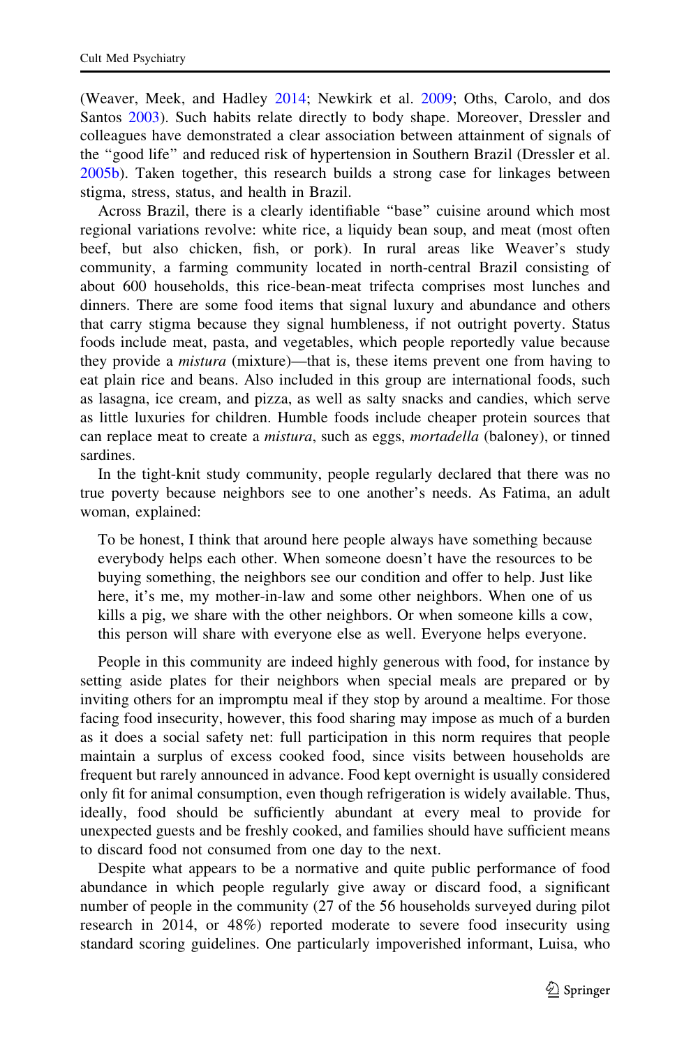(Weaver, Meek, and Hadley 2014; Newkirk et al. 2009; Oths, Carolo, and dos Santos 2003). Such habits relate directly to body shape. Moreover, Dressler and colleagues have demonstrated a clear association between attainment of signals of the "good life" and reduced risk of hypertension in Southern Brazil (Dressler et al. 2005b). Taken together, this research builds a strong case for linkages between stigma, stress, status, and health in Brazil.

Across Brazil, there is a clearly identifiable "base" cuisine around which most regional variations revolve: white rice, a liquidy bean soup, and meat (most often beef, but also chicken, fish, or pork). In rural areas like Weaver's study community, a farming community located in north-central Brazil consisting of about 600 households, this rice-bean-meat trifecta comprises most lunches and dinners. There are some food items that signal luxury and abundance and others that carry stigma because they signal humbleness, if not outright poverty. Status foods include meat, pasta, and vegetables, which people reportedly value because they provide a *mistura* (mixture)—that is, these items prevent one from having to eat plain rice and beans. Also included in this group are international foods, such as lasagna, ice cream, and pizza, as well as salty snacks and candies, which serve as little luxuries for children. Humble foods include cheaper protein sources that can replace meat to create a *mistura*, such as eggs, *mortadella* (baloney), or tinned sardines.

In the tight-knit study community, people regularly declared that there was no true poverty because neighbors see to one another's needs. As Fatima, an adult woman, explained:

> To be honest, I think that around here people always have something because everybody helps each other. When someone doesn't have the resources to be buying something, the neighbors see our condition and offer to help. Just like here, it's me, my mother-in-law and some other neighbors. When one of us kills a pig, we share with the other neighbors. Or when someone kills a cow, this person will share with everyone else as well. Everyone helps everyone.

People in this community are indeed highly generous with food, for instance by setting aside plates for their neighbors when special meals are prepared or by inviting others for an impromptu meal if they stop by around a mealtime. For those facing food insecurity, however, this food sharing may impose as much of a burden as it does a social safety net: full participation in this norm requires that people maintain a surplus of excess cooked food, since visits between households are frequent but rarely announced in advance. Food kept overnight is usually considered only fit for animal consumption, even though refrigeration is widely available. Thus, ideally, food should be sufficiently abundant at every meal to provide for unexpected guests and be freshly cooked, and families should have sufficient means to discard food not consumed from one day to the next.

Despite what appears to be a normative and quite public performance of food abundance in which people regularly give away or discard food, a significant number of people in the community (27 of the 56 households surveyed during pilot research in 2014, or 48%) reported moderate to severe food insecurity using standard scoring guidelines. One particularly impoverished informant, Luisa, who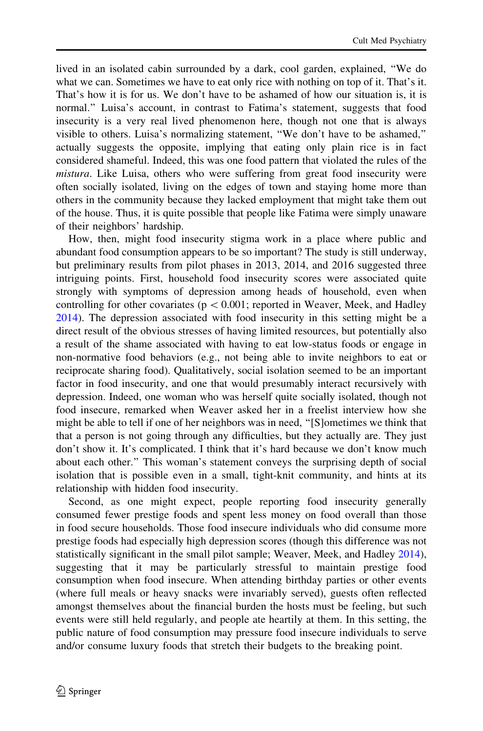lived in an isolated cabin surrounded by a dark, cool garden, explained, "We do what we can. Sometimes we have to eat only rice with nothing on top of it. That's it. That's how it is for us. We don't have to be ashamed of how our situation is, it is normal." Luisa's account, in contrast to Fatima's statement, suggests that food insecurity is a very real lived phenomenon here, though not one that is always visible to others. Luisa's normalizing statement, "We don't have to be ashamed," actually suggests the opposite, implying that eating only plain rice is in fact considered shameful. Indeed, this was one food pattern that violated the rules of the *mistura*. Like Luisa, others who were suffering from great food insecurity were often socially isolated, living on the edges of town and staying home more than others in the community because they lacked employment that might take them out of the house. Thus, it is quite possible that people like Fatima were simply unaware of their neighbors' hardship.

How, then, might food insecurity stigma work in a place where public and abundant food consumption appears to be so important? The study is still underway, but preliminary results from pilot phases in 2013, 2014, and 2016 suggested three intriguing points. First, household food insecurity scores were associated quite strongly with symptoms of depression among heads of household, even when controlling for other covariates ($p < 0.001$; reported in Weaver, Meek, and Hadley 2014). The depression associated with food insecurity in this setting might be a direct result of the obvious stresses of having limited resources, but potentially also a result of the shame associated with having to eat low-status foods or engage in non-normative food behaviors (e.g., not being able to invite neighbors to eat or reciprocate sharing food). Qualitatively, social isolation seemed to be an important factor in food insecurity, and one that would presumably interact recursively with depression. Indeed, one woman who was herself quite socially isolated, though not food insecure, remarked when Weaver asked her in a freelist interview how she might be able to tell if one of her neighbors was in need, "[S]ometimes we think that that a person is not going through any difficulties, but they actually are. They just don't show it. It's complicated. I think that it's hard because we don't know much about each other." This woman's statement conveys the surprising depth of social isolation that is possible even in a small, tight-knit community, and hints at its relationship with hidden food insecurity.

Second, as one might expect, people reporting food insecurity generally consumed fewer prestige foods and spent less money on food overall than those in food secure households. Those food insecure individuals who did consume more prestige foods had especially high depression scores (though this difference was not statistically significant in the small pilot sample; Weaver, Meek, and Hadley 2014), suggesting that it may be particularly stressful to maintain prestige food consumption when food insecure. When attending birthday parties or other events (where full meals or heavy snacks were invariably served), guests often reflected amongst themselves about the financial burden the hosts must be feeling, but such events were still held regularly, and people ate heartily at them. In this setting, the public nature of food consumption may pressure food insecure individuals to serve and/or consume luxury foods that stretch their budgets to the breaking point.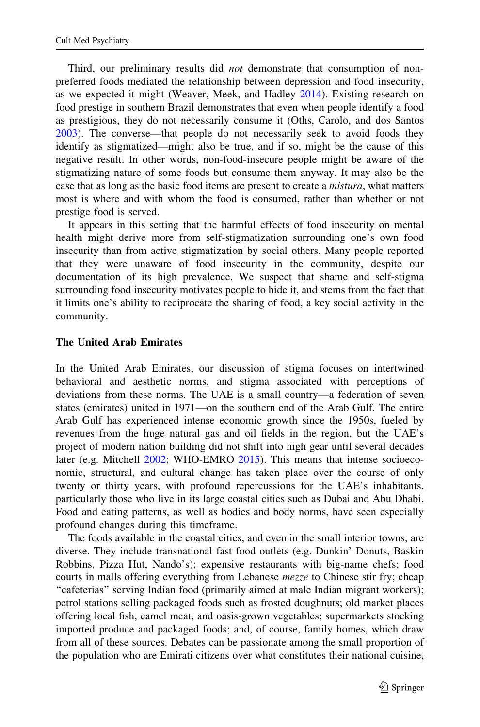Third, our preliminary results did *not* demonstrate that consumption of non-preferred foods mediated the relationship between depression and food insecurity, as we expected it might (Weaver, Meek, and Hadley 2014). Existing research on food prestige in southern Brazil demonstrates that even when people identify a food as prestigious, they do not necessarily consume it (Oths, Carolo, and dos Santos 2003). The converse—that people do not necessarily seek to avoid foods they identify as stigmatized—might also be true, and if so, might be the cause of this negative result. In other words, non-food-insecure people might be aware of the stigmatizing nature of some foods but consume them anyway. It may also be the case that as long as the basic food items are present to create a *mistura*, what matters most is where and with whom the food is consumed, rather than whether or not prestige food is served.

It appears in this setting that the harmful effects of food insecurity on mental health might derive more from self-stigmatization surrounding one's own food insecurity than from active stigmatization by social others. Many people reported that they were unaware of food insecurity in the community, despite our documentation of its high prevalence. We suspect that shame and self-stigma surrounding food insecurity motivates people to hide it, and stems from the fact that it limits one's ability to reciprocate the sharing of food, a key social activity in the community.

### The United Arab Emirates

In the United Arab Emirates, our discussion of stigma focuses on intertwined behavioral and aesthetic norms, and stigma associated with perceptions of deviations from these norms. The UAE is a small country—a federation of seven states (emirates) united in 1971—on the southern end of the Arab Gulf. The entire Arab Gulf has experienced intense economic growth since the 1950s, fueled by revenues from the huge natural gas and oil fields in the region, but the UAE's project of modern nation building did not shift into high gear until several decades later (e.g. Mitchell 2002; WHO-EMRO 2015). This means that intense socioeconomic, structural, and cultural change has taken place over the course of only twenty or thirty years, with profound repercussions for the UAE's inhabitants, particularly those who live in its large coastal cities such as Dubai and Abu Dhabi. Food and eating patterns, as well as bodies and body norms, have seen especially profound changes during this timeframe.

The foods available in the coastal cities, and even in the small interior towns, are diverse. They include transnational fast food outlets (e.g. Dunkin' Donuts, Baskin Robbins, Pizza Hut, Nando's); expensive restaurants with big-name chefs; food courts in malls offering everything from Lebanese *mezze* to Chinese stir fry; cheap "cafeterias" serving Indian food (primarily aimed at male Indian migrant workers); petrol stations selling packaged foods such as frosted doughnuts; old market places offering local fish, camel meat, and oasis-grown vegetables; supermarkets stocking imported produce and packaged foods; and, of course, family homes, which draw from all of these sources. Debates can be passionate among the small proportion of the population who are Emirati citizens over what constitutes their national cuisine,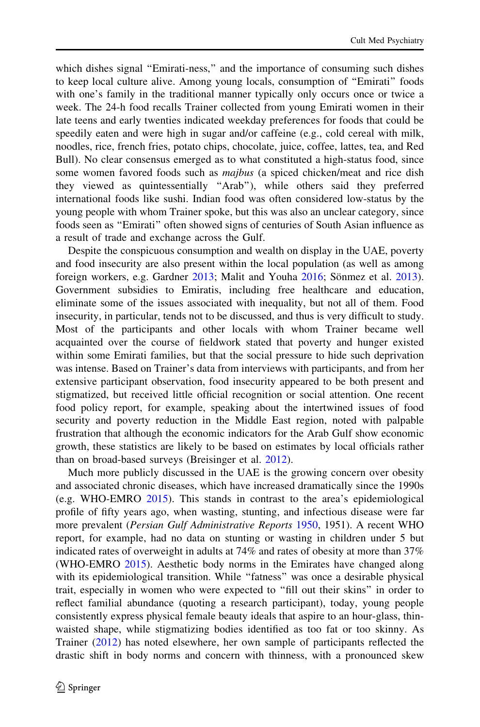which dishes signal "Emirati-ness," and the importance of consuming such dishes to keep local culture alive. Among young locals, consumption of "Emirati" foods with one's family in the traditional manner typically only occurs once or twice a week. The 24-h food recalls Trainer collected from young Emirati women in their late teens and early twenties indicated weekday preferences for foods that could be speedily eaten and were high in sugar and/or caffeine (e.g., cold cereal with milk, noodles, rice, french fries, potato chips, chocolate, juice, coffee, lattes, tea, and Red Bull). No clear consensus emerged as to what constituted a high-status food, since some women favored foods such as *majbus* (a spiced chicken/meat and rice dish they viewed as quintessentially "Arab"), while others said they preferred international foods like sushi. Indian food was often considered low-status by the young people with whom Trainer spoke, but this was also an unclear category, since foods seen as "Emirati" often showed signs of centuries of South Asian influence as a result of trade and exchange across the Gulf.

Despite the conspicuous consumption and wealth on display in the UAE, poverty and food insecurity are also present within the local population (as well as among foreign workers, e.g. Gardner 2013; Malit and Youha 2016; Sönmez et al. 2013). Government subsidies to Emiratis, including free healthcare and education, eliminate some of the issues associated with inequality, but not all of them. Food insecurity, in particular, tends not to be discussed, and thus is very difficult to study. Most of the participants and other locals with whom Trainer became well acquainted over the course of fieldwork stated that poverty and hunger existed within some Emirati families, but that the social pressure to hide such deprivation was intense. Based on Trainer's data from interviews with participants, and from her extensive participant observation, food insecurity appeared to be both present and stigmatized, but received little official recognition or social attention. One recent food policy report, for example, speaking about the intertwined issues of food security and poverty reduction in the Middle East region, noted with palpable frustration that although the economic indicators for the Arab Gulf show economic growth, these statistics are likely to be based on estimates by local officials rather than on broad-based surveys (Breisinger et al. 2012).

Much more publicly discussed in the UAE is the growing concern over obesity and associated chronic diseases, which have increased dramatically since the 1990s (e.g. WHO-EMRO 2015). This stands in contrast to the area's epidemiological profile of fifty years ago, when wasting, stunting, and infectious disease were far more prevalent (*Persian Gulf Administrative Reports* 1950, 1951). A recent WHO report, for example, had no data on stunting or wasting in children under 5 but indicated rates of overweight in adults at 74% and rates of obesity at more than 37% (WHO-EMRO 2015). Aesthetic body norms in the Emirates have changed along with its epidemiological transition. While "fatness" was once a desirable physical trait, especially in women who were expected to "fill out their skins" in order to reflect familial abundance (quoting a research participant), today, young people consistently express physical female beauty ideals that aspire to an hour-glass, thin-waisted shape, while stigmatizing bodies identified as too fat or too skinny. As Trainer (2012) has noted elsewhere, her own sample of participants reflected the drastic shift in body norms and concern with thinness, with a pronounced skew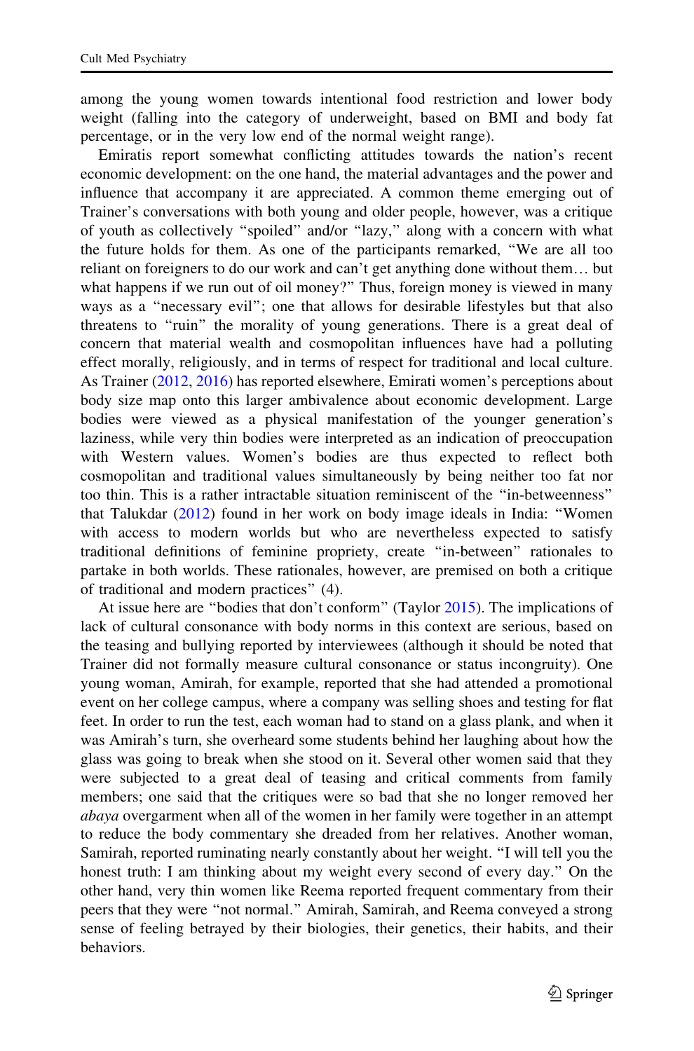among the young women towards intentional food restriction and lower body weight (falling into the category of underweight, based on BMI and body fat percentage, or in the very low end of the normal weight range).

Emiratis report somewhat conflicting attitudes towards the nation's recent economic development: on the one hand, the material advantages and the power and influence that accompany it are appreciated. A common theme emerging out of Trainer's conversations with both young and older people, however, was a critique of youth as collectively "spoiled" and/or "lazy," along with a concern with what the future holds for them. As one of the participants remarked, "We are all too reliant on foreigners to do our work and can't get anything done without them… but what happens if we run out of oil money?" Thus, foreign money is viewed in many ways as a "necessary evil"; one that allows for desirable lifestyles but that also threatens to "ruin" the morality of young generations. There is a great deal of concern that material wealth and cosmopolitan influences have had a polluting effect morally, religiously, and in terms of respect for traditional and local culture. As Trainer (2012, 2016) has reported elsewhere, Emirati women's perceptions about body size map onto this larger ambivalence about economic development. Large bodies were viewed as a physical manifestation of the younger generation's laziness, while very thin bodies were interpreted as an indication of preoccupation with Western values. Women's bodies are thus expected to reflect both cosmopolitan and traditional values simultaneously by being neither too fat nor too thin. This is a rather intractable situation reminiscent of the "in-betweenness" that Talukdar (2012) found in her work on body image ideals in India: "Women with access to modern worlds but who are nevertheless expected to satisfy traditional definitions of feminine propriety, create "in-between" rationales to partake in both worlds. These rationales, however, are premised on both a critique of traditional and modern practices" (4).

At issue here are "bodies that don't conform" (Taylor 2015). The implications of lack of cultural consonance with body norms in this context are serious, based on the teasing and bullying reported by interviewees (although it should be noted that Trainer did not formally measure cultural consonance or status incongruity). One young woman, Amirah, for example, reported that she had attended a promotional event on her college campus, where a company was selling shoes and testing for flat feet. In order to run the test, each woman had to stand on a glass plank, and when it was Amirah's turn, she overheard some students behind her laughing about how the glass was going to break when she stood on it. Several other women said that they were subjected to a great deal of teasing and critical comments from family members; one said that the critiques were so bad that she no longer removed her *abaya* overgarment when all of the women in her family were together in an attempt to reduce the body commentary she dreaded from her relatives. Another woman, Samirah, reported ruminating nearly constantly about her weight. "I will tell you the honest truth: I am thinking about my weight every second of every day." On the other hand, very thin women like Reema reported frequent commentary from their peers that they were "not normal." Amirah, Samirah, and Reema conveyed a strong sense of feeling betrayed by their biologies, their genetics, their habits, and their behaviors.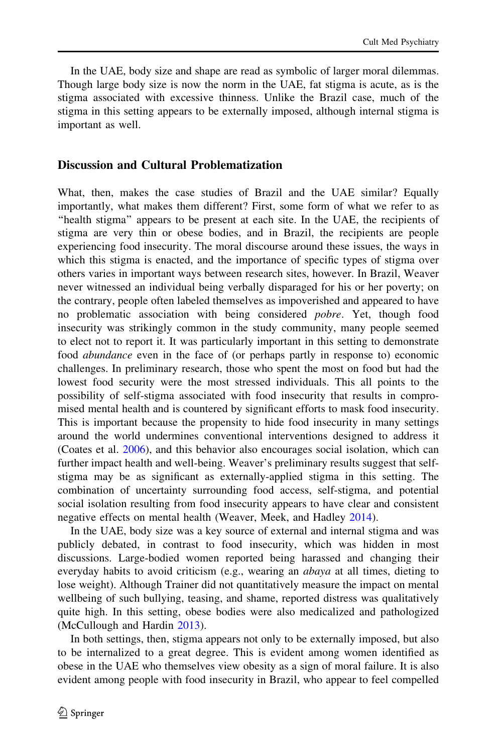In the UAE, body size and shape are read as symbolic of larger moral dilemmas. Though large body size is now the norm in the UAE, fat stigma is acute, as is the stigma associated with excessive thinness. Unlike the Brazil case, much of the stigma in this setting appears to be externally imposed, although internal stigma is important as well.

## Discussion and Cultural Problematization

What, then, makes the case studies of Brazil and the UAE similar? Equally importantly, what makes them different? First, some form of what we refer to as "health stigma" appears to be present at each site. In the UAE, the recipients of stigma are very thin or obese bodies, and in Brazil, the recipients are people experiencing food insecurity. The moral discourse around these issues, the ways in which this stigma is enacted, and the importance of specific types of stigma over others varies in important ways between research sites, however. In Brazil, Weaver never witnessed an individual being verbally disparaged for his or her poverty; on the contrary, people often labeled themselves as impoverished and appeared to have no problematic association with being considered *pobre*. Yet, though food insecurity was strikingly common in the study community, many people seemed to elect not to report it. It was particularly important in this setting to demonstrate food *abundance* even in the face of (or perhaps partly in response to) economic challenges. In preliminary research, those who spent the most on food but had the lowest food security were the most stressed individuals. This all points to the possibility of self-stigma associated with food insecurity that results in compromised mental health and is countered by significant efforts to mask food insecurity. This is important because the propensity to hide food insecurity in many settings around the world undermines conventional interventions designed to address it (Coates et al. 2006), and this behavior also encourages social isolation, which can further impact health and well-being. Weaver's preliminary results suggest that self-stigma may be as significant as externally-applied stigma in this setting. The combination of uncertainty surrounding food access, self-stigma, and potential social isolation resulting from food insecurity appears to have clear and consistent negative effects on mental health (Weaver, Meek, and Hadley 2014).

In the UAE, body size was a key source of external and internal stigma and was publicly debated, in contrast to food insecurity, which was hidden in most discussions. Large-bodied women reported being harassed and changing their everyday habits to avoid criticism (e.g., wearing an *abaya* at all times, dieting to lose weight). Although Trainer did not quantitatively measure the impact on mental wellbeing of such bullying, teasing, and shame, reported distress was qualitatively quite high. In this setting, obese bodies were also medicalized and pathologized (McCullough and Hardin 2013).

In both settings, then, stigma appears not only to be externally imposed, but also to be internalized to a great degree. This is evident among women identified as obese in the UAE who themselves view obesity as a sign of moral failure. It is also evident among people with food insecurity in Brazil, who appear to feel compelled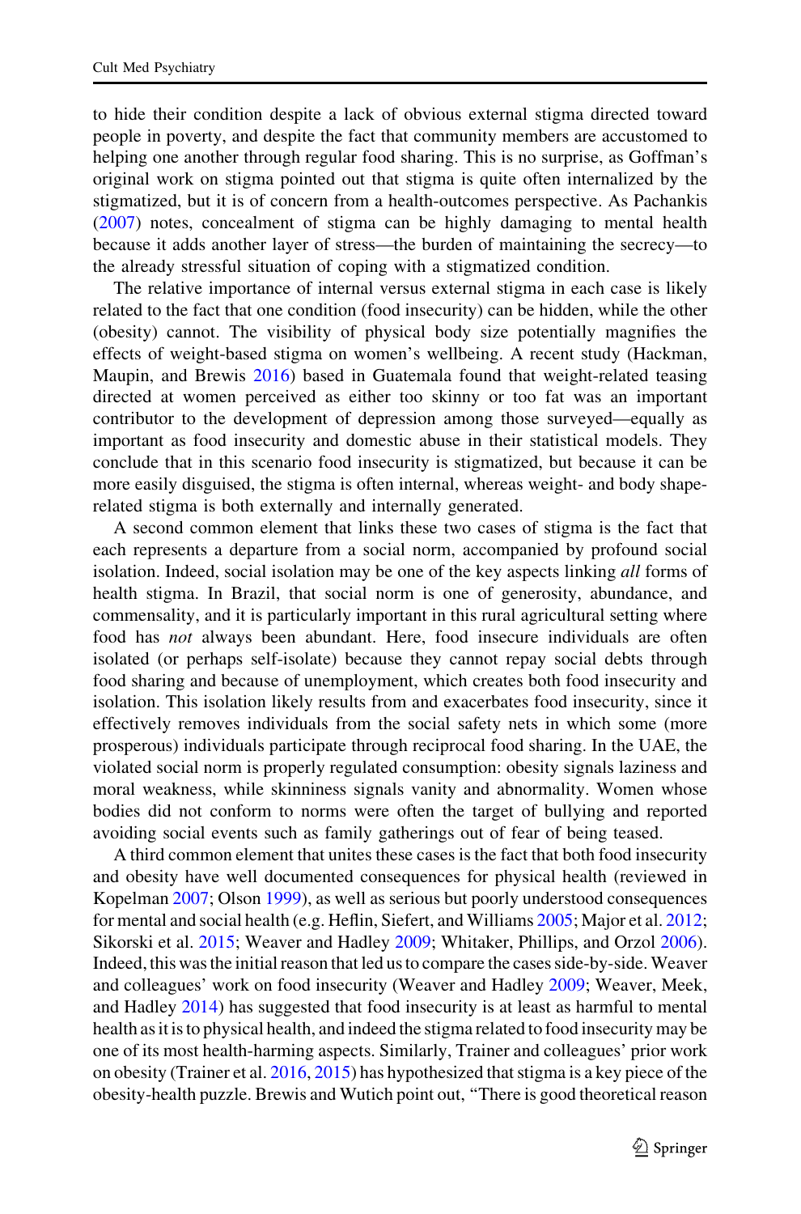to hide their condition despite a lack of obvious external stigma directed toward people in poverty, and despite the fact that community members are accustomed to helping one another through regular food sharing. This is no surprise, as Goffman's original work on stigma pointed out that stigma is quite often internalized by the stigmatized, but it is of concern from a health-outcomes perspective. As Pachankis (2007) notes, concealment of stigma can be highly damaging to mental health because it adds another layer of stress—the burden of maintaining the secrecy—to the already stressful situation of coping with a stigmatized condition.

The relative importance of internal versus external stigma in each case is likely related to the fact that one condition (food insecurity) can be hidden, while the other (obesity) cannot. The visibility of physical body size potentially magnifies the effects of weight-based stigma on women's wellbeing. A recent study (Hackman, Maupin, and Brewis 2016) based in Guatemala found that weight-related teasing directed at women perceived as either too skinny or too fat was an important contributor to the development of depression among those surveyed—equally as important as food insecurity and domestic abuse in their statistical models. They conclude that in this scenario food insecurity is stigmatized, but because it can be more easily disguised, the stigma is often internal, whereas weight- and body shape-related stigma is both externally and internally generated.

A second common element that links these two cases of stigma is the fact that each represents a departure from a social norm, accompanied by profound social isolation. Indeed, social isolation may be one of the key aspects linking *all* forms of health stigma. In Brazil, that social norm is one of generosity, abundance, and commensality, and it is particularly important in this rural agricultural setting where food has *not* always been abundant. Here, food insecure individuals are often isolated (or perhaps self-isolate) because they cannot repay social debts through food sharing and because of unemployment, which creates both food insecurity and isolation. This isolation likely results from and exacerbates food insecurity, since it effectively removes individuals from the social safety nets in which some (more prosperous) individuals participate through reciprocal food sharing. In the UAE, the violated social norm is properly regulated consumption: obesity signals laziness and moral weakness, while skinniness signals vanity and abnormality. Women whose bodies did not conform to norms were often the target of bullying and reported avoiding social events such as family gatherings out of fear of being teased.

A third common element that unites these cases is the fact that both food insecurity and obesity have well documented consequences for physical health (reviewed in Kopelman 2007; Olson 1999), as well as serious but poorly understood consequences for mental and social health (e.g. Heflin, Siefert, and Williams 2005; Major et al. 2012; Sikorski et al. 2015; Weaver and Hadley 2009; Whitaker, Phillips, and Orzol 2006). Indeed, this was the initial reason that led us to compare the cases side-by-side. Weaver and colleagues' work on food insecurity (Weaver and Hadley 2009; Weaver, Meek, and Hadley 2014) has suggested that food insecurity is at least as harmful to mental health as it is to physical health, and indeed the stigma related to food insecurity may be one of its most health-harming aspects. Similarly, Trainer and colleagues' prior work on obesity (Trainer et al. 2016, 2015) has hypothesized that stigma is a key piece of the obesity-health puzzle. Brewis and Wutich point out, "There is good theoretical reason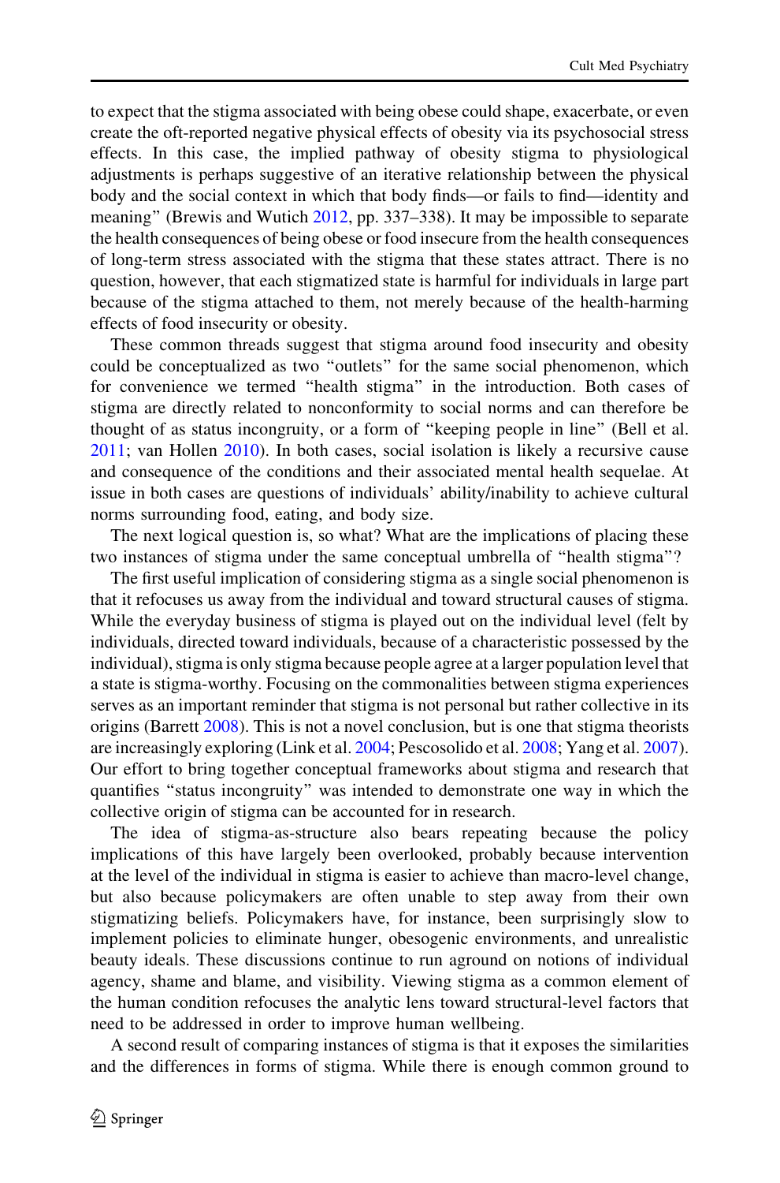to expect that the stigma associated with being obese could shape, exacerbate, or even create the oft-reported negative physical effects of obesity via its psychosocial stress effects. In this case, the implied pathway of obesity stigma to physiological adjustments is perhaps suggestive of an iterative relationship between the physical body and the social context in which that body finds—or fails to find—identity and meaning" (Brewis and Wutich 2012, pp. 337–338). It may be impossible to separate the health consequences of being obese or food insecure from the health consequences of long-term stress associated with the stigma that these states attract. There is no question, however, that each stigmatized state is harmful for individuals in large part because of the stigma attached to them, not merely because of the health-harming effects of food insecurity or obesity.

These common threads suggest that stigma around food insecurity and obesity could be conceptualized as two "outlets" for the same social phenomenon, which for convenience we termed "health stigma" in the introduction. Both cases of stigma are directly related to nonconformity to social norms and can therefore be thought of as status incongruity, or a form of "keeping people in line" (Bell et al. 2011; van Hollen 2010). In both cases, social isolation is likely a recursive cause and consequence of the conditions and their associated mental health sequelae. At issue in both cases are questions of individuals' ability/inability to achieve cultural norms surrounding food, eating, and body size.

The next logical question is, so what? What are the implications of placing these two instances of stigma under the same conceptual umbrella of "health stigma"?

The first useful implication of considering stigma as a single social phenomenon is that it refocuses us away from the individual and toward structural causes of stigma. While the everyday business of stigma is played out on the individual level (felt by individuals, directed toward individuals, because of a characteristic possessed by the individual), stigma is only stigma because people agree at a larger population level that a state is stigma-worthy. Focusing on the commonalities between stigma experiences serves as an important reminder that stigma is not personal but rather collective in its origins (Barrett 2008). This is not a novel conclusion, but is one that stigma theorists are increasingly exploring (Link et al. 2004; Pescosolido et al. 2008; Yang et al. 2007). Our effort to bring together conceptual frameworks about stigma and research that quantifies "status incongruity" was intended to demonstrate one way in which the collective origin of stigma can be accounted for in research.

The idea of stigma-as-structure also bears repeating because the policy implications of this have largely been overlooked, probably because intervention at the level of the individual in stigma is easier to achieve than macro-level change, but also because policymakers are often unable to step away from their own stigmatizing beliefs. Policymakers have, for instance, been surprisingly slow to implement policies to eliminate hunger, obesogenic environments, and unrealistic beauty ideals. These discussions continue to run aground on notions of individual agency, shame and blame, and visibility. Viewing stigma as a common element of the human condition refocuses the analytic lens toward structural-level factors that need to be addressed in order to improve human wellbeing.

A second result of comparing instances of stigma is that it exposes the similarities and the differences in forms of stigma. While there is enough common ground to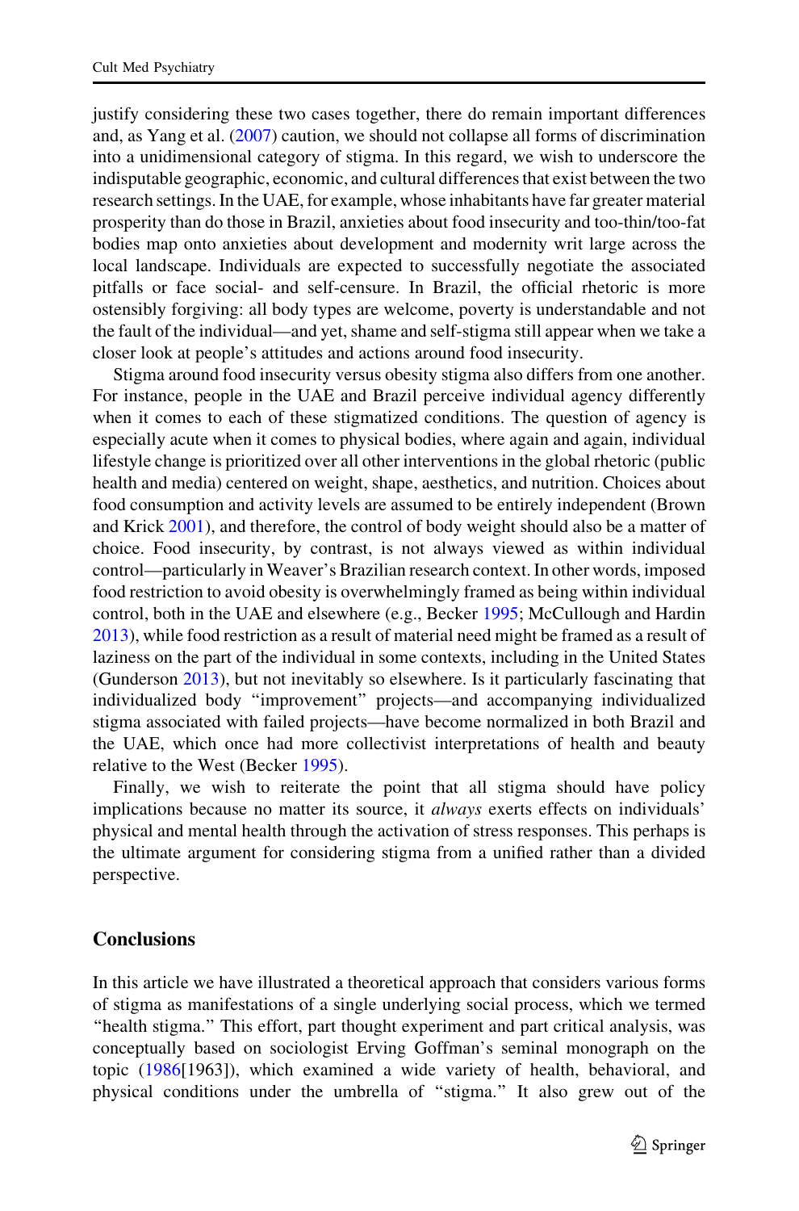justify considering these two cases together, there do remain important differences and, as Yang et al. (2007) caution, we should not collapse all forms of discrimination into a unidimensional category of stigma. In this regard, we wish to underscore the indisputable geographic, economic, and cultural differences that exist between the two research settings. In the UAE, for example, whose inhabitants have far greater material prosperity than do those in Brazil, anxieties about food insecurity and too-thin/too-fat bodies map onto anxieties about development and modernity writ large across the local landscape. Individuals are expected to successfully negotiate the associated pitfalls or face social- and self-censure. In Brazil, the official rhetoric is more ostensibly forgiving: all body types are welcome, poverty is understandable and not the fault of the individual—and yet, shame and self-stigma still appear when we take a closer look at people's attitudes and actions around food insecurity.

Stigma around food insecurity versus obesity stigma also differs from one another. For instance, people in the UAE and Brazil perceive individual agency differently when it comes to each of these stigmatized conditions. The question of agency is especially acute when it comes to physical bodies, where again and again, individual lifestyle change is prioritized over all other interventions in the global rhetoric (public health and media) centered on weight, shape, aesthetics, and nutrition. Choices about food consumption and activity levels are assumed to be entirely independent (Brown and Krick 2001), and therefore, the control of body weight should also be a matter of choice. Food insecurity, by contrast, is not always viewed as within individual control—particularly in Weaver's Brazilian research context. In other words, imposed food restriction to avoid obesity is overwhelmingly framed as being within individual control, both in the UAE and elsewhere (e.g., Becker 1995; McCullough and Hardin 2013), while food restriction as a result of material need might be framed as a result of laziness on the part of the individual in some contexts, including in the United States (Gunderson 2013), but not inevitably so elsewhere. Is it particularly fascinating that individualized body "improvement" projects—and accompanying individualized stigma associated with failed projects—have become normalized in both Brazil and the UAE, which once had more collectivist interpretations of health and beauty relative to the West (Becker 1995).

Finally, we wish to reiterate the point that all stigma should have policy implications because no matter its source, it *always* exerts effects on individuals' physical and mental health through the activation of stress responses. This perhaps is the ultimate argument for considering stigma from a unified rather than a divided perspective.

## Conclusions

In this article we have illustrated a theoretical approach that considers various forms of stigma as manifestations of a single underlying social process, which we termed "health stigma." This effort, part thought experiment and part critical analysis, was conceptually based on sociologist Erving Goffman's seminal monograph on the topic (1986[1963]), which examined a wide variety of health, behavioral, and physical conditions under the umbrella of "stigma." It also grew out of the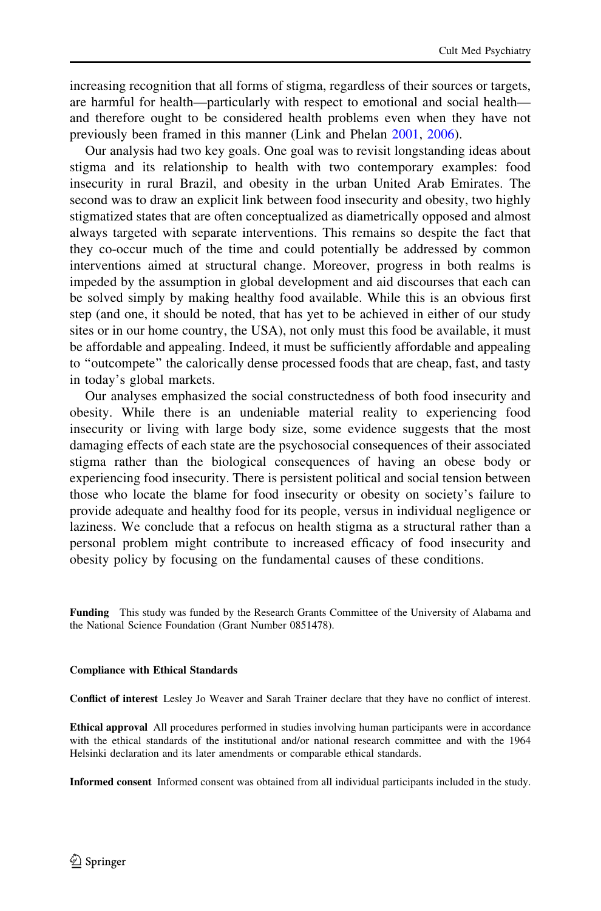increasing recognition that all forms of stigma, regardless of their sources or targets, are harmful for health—particularly with respect to emotional and social health—and therefore ought to be considered health problems even when they have not previously been framed in this manner (Link and Phelan 2001, 2006).

Our analysis had two key goals. One goal was to revisit longstanding ideas about stigma and its relationship to health with two contemporary examples: food insecurity in rural Brazil, and obesity in the urban United Arab Emirates. The second was to draw an explicit link between food insecurity and obesity, two highly stigmatized states that are often conceptualized as diametrically opposed and almost always targeted with separate interventions. This remains so despite the fact that they co-occur much of the time and could potentially be addressed by common interventions aimed at structural change. Moreover, progress in both realms is impeded by the assumption in global development and aid discourses that each can be solved simply by making healthy food available. While this is an obvious first step (and one, it should be noted, that has yet to be achieved in either of our study sites or in our home country, the USA), not only must this food be available, it must be affordable and appealing. Indeed, it must be sufficiently affordable and appealing to "outcompete" the calorically dense processed foods that are cheap, fast, and tasty in today's global markets.

Our analyses emphasized the social constructedness of both food insecurity and obesity. While there is an undeniable material reality to experiencing food insecurity or living with large body size, some evidence suggests that the most damaging effects of each state are the psychosocial consequences of their associated stigma rather than the biological consequences of having an obese body or experiencing food insecurity. There is persistent political and social tension between those who locate the blame for food insecurity or obesity on society's failure to provide adequate and healthy food for its people, versus in individual negligence or laziness. We conclude that a refocus on health stigma as a structural rather than a personal problem might contribute to increased efficacy of food insecurity and obesity policy by focusing on the fundamental causes of these conditions.

**Funding** This study was funded by the Research Grants Committee of the University of Alabama and the National Science Foundation (Grant Number 0851478).

**Compliance with Ethical Standards**

**Conflict of interest** Lesley Jo Weaver and Sarah Trainer declare that they have no conflict of interest.

**Ethical approval** All procedures performed in studies involving human participants were in accordance with the ethical standards of the institutional and/or national research committee and with the 1964 Helsinki declaration and its later amendments or comparable ethical standards.

**Informed consent** Informed consent was obtained from all individual participants included in the study.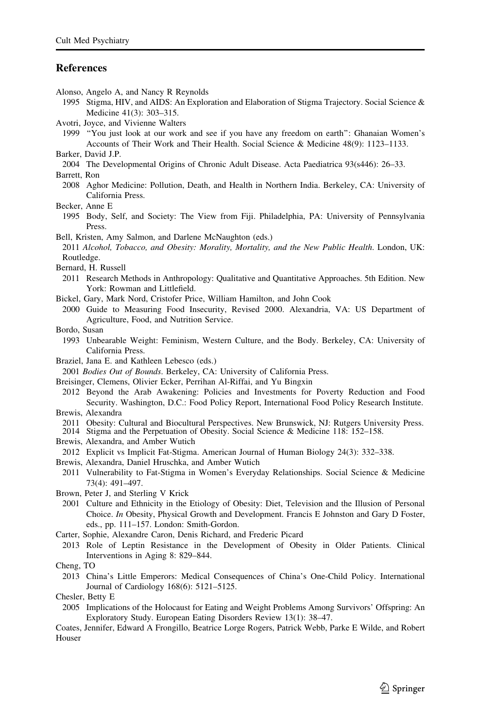## References

Alonso, Angelo A, and Nancy R Reynolds
1995 Stigma, HIV, and AIDS: An Exploration and Elaboration of Stigma Trajectory. Social Science & Medicine 41(3): 303–315.

Avotri, Joyce, and Vivienne Walters
1999 "You just look at our work and see if you have any freedom on earth": Ghanaian Women's Accounts of Their Work and Their Health. Social Science & Medicine 48(9): 1123–1133.

Barker, David J.P.
2004 The Developmental Origins of Chronic Adult Disease. Acta Paediatrica 93(s446): 26–33.

Barrett, Ron
2008 Aghor Medicine: Pollution, Death, and Health in Northern India. Berkeley, CA: University of California Press.

Becker, Anne E
1995 Body, Self, and Society: The View from Fiji. Philadelphia, PA: University of Pennsylvania Press.

Bell, Kristen, Amy Salmon, and Darlene McNaughton (eds.)
2011 *Alcohol, Tobacco, and Obesity: Morality, Mortality, and the New Public Health*. London, UK: Routledge.

Bernard, H. Russell
2011 Research Methods in Anthropology: Qualitative and Quantitative Approaches. 5th Edition. New York: Rowman and Littlefield.

Bickel, Gary, Mark Nord, Cristofer Price, William Hamilton, and John Cook
2000 Guide to Measuring Food Insecurity, Revised 2000. Alexandria, VA: US Department of Agriculture, Food, and Nutrition Service.

Bordo, Susan
1993 Unbearable Weight: Feminism, Western Culture, and the Body. Berkeley, CA: University of California Press.

Braziel, Jana E. and Kathleen Lebesco (eds.)
2001 *Bodies Out of Bounds*. Berkeley, CA: University of California Press.

Breisinger, Clemens, Olivier Ecker, Perrihan Al-Riffai, and Yu Bingxin
2012 Beyond the Arab Awakening: Policies and Investments for Poverty Reduction and Food Security. Washington, D.C.: Food Policy Report, International Food Policy Research Institute.

Brewis, Alexandra
2011 Obesity: Cultural and Biocultural Perspectives. New Brunswick, NJ: Rutgers University Press.
2014 Stigma and the Perpetuation of Obesity. Social Science & Medicine 118: 152–158.

Brewis, Alexandra, and Amber Wutich
2012 Explicit vs Implicit Fat-Stigma. American Journal of Human Biology 24(3): 332–338.

Brewis, Alexandra, Daniel Hruschka, and Amber Wutich
2011 Vulnerability to Fat-Stigma in Women's Everyday Relationships. Social Science & Medicine 73(4): 491–497.

Brown, Peter J, and Sterling V Krick
2001 Culture and Ethnicity in the Etiology of Obesity: Diet, Television and the Illusion of Personal Choice. *In* Obesity, Physical Growth and Development. Francis E Johnston and Gary D Foster, eds., pp. 111–157. London: Smith-Gordon.

Carter, Sophie, Alexandre Caron, Denis Richard, and Frederic Picard
2013 Role of Leptin Resistance in the Development of Obesity in Older Patients. Clinical Interventions in Aging 8: 829–844.

Cheng, TO
2013 China's Little Emperors: Medical Consequences of China's One-Child Policy. International Journal of Cardiology 168(6): 5121–5125.

Chesler, Betty E
2005 Implications of the Holocaust for Eating and Weight Problems Among Survivors' Offspring: An Exploratory Study. European Eating Disorders Review 13(1): 38–47.

Coates, Jennifer, Edward A Frongillo, Beatrice Lorge Rogers, Patrick Webb, Parke E Wilde, and Robert Houser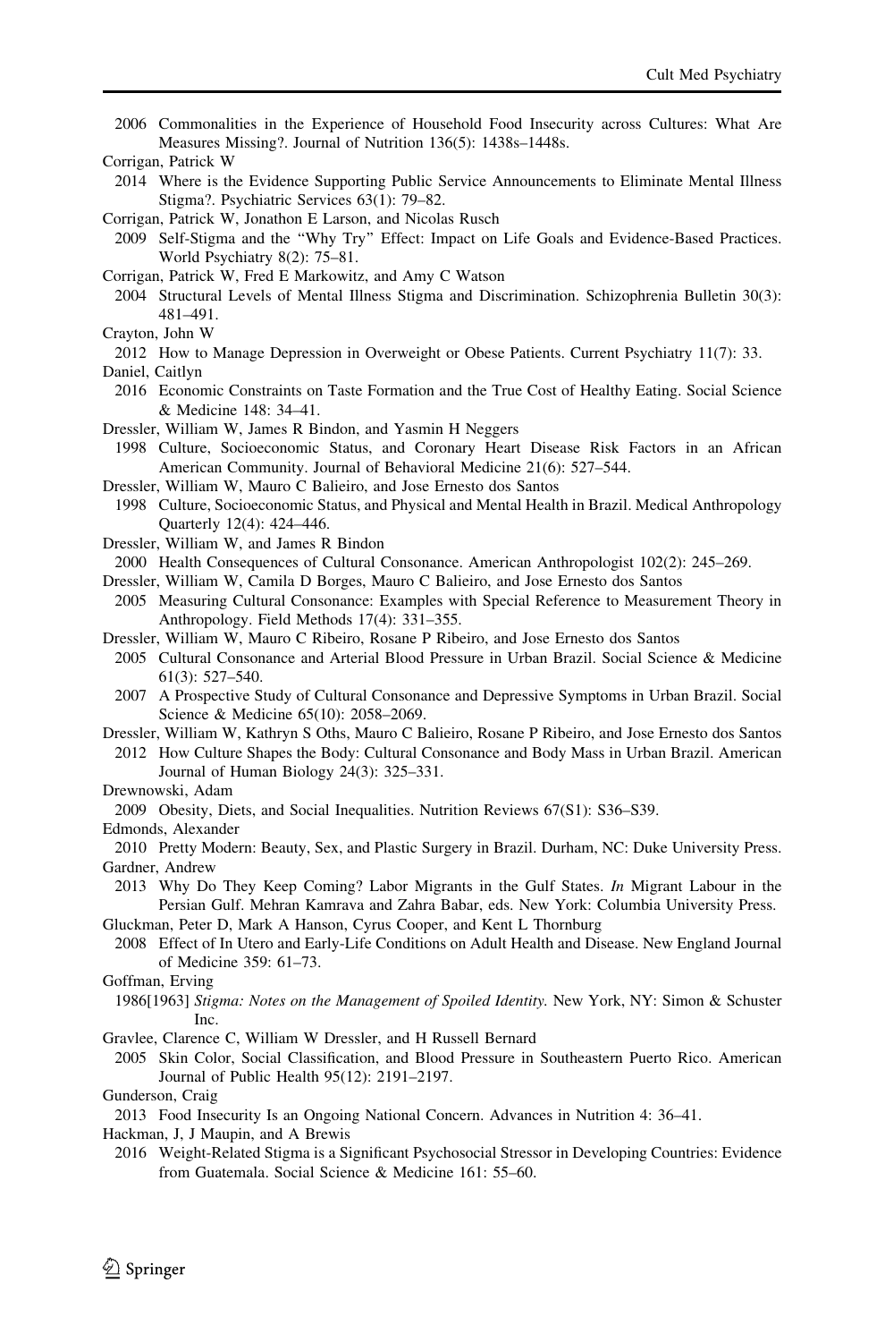2006 Commonalities in the Experience of Household Food Insecurity across Cultures: What Are Measures Missing?. Journal of Nutrition 136(5): 1438s–1448s.

Corrigan, Patrick W

2014 Where is the Evidence Supporting Public Service Announcements to Eliminate Mental Illness Stigma?. Psychiatric Services 63(1): 79–82.

Corrigan, Patrick W, Jonathon E Larson, and Nicolas Rusch

2009 Self-Stigma and the "Why Try" Effect: Impact on Life Goals and Evidence-Based Practices. World Psychiatry 8(2): 75–81.

Corrigan, Patrick W, Fred E Markowitz, and Amy C Watson

2004 Structural Levels of Mental Illness Stigma and Discrimination. Schizophrenia Bulletin 30(3): 481–491.

Crayton, John W

2012 How to Manage Depression in Overweight or Obese Patients. Current Psychiatry 11(7): 33.

Daniel, Caitlyn

2016 Economic Constraints on Taste Formation and the True Cost of Healthy Eating. Social Science & Medicine 148: 34–41.

Dressler, William W, James R Bindon, and Yasmin H Neggers

1998 Culture, Socioeconomic Status, and Coronary Heart Disease Risk Factors in an African American Community. Journal of Behavioral Medicine 21(6): 527–544.

Dressler, William W, Mauro C Balieiro, and Jose Ernesto dos Santos

1998 Culture, Socioeconomic Status, and Physical and Mental Health in Brazil. Medical Anthropology Quarterly 12(4): 424–446.

Dressler, William W, and James R Bindon

2000 Health Consequences of Cultural Consonance. American Anthropologist 102(2): 245–269.

Dressler, William W, Camila D Borges, Mauro C Balieiro, and Jose Ernesto dos Santos

2005 Measuring Cultural Consonance: Examples with Special Reference to Measurement Theory in Anthropology. Field Methods 17(4): 331–355.

Dressler, William W, Mauro C Ribeiro, Rosane P Ribeiro, and Jose Ernesto dos Santos

2005 Cultural Consonance and Arterial Blood Pressure in Urban Brazil. Social Science & Medicine 61(3): 527–540.

2007 A Prospective Study of Cultural Consonance and Depressive Symptoms in Urban Brazil. Social Science & Medicine 65(10): 2058–2069.

Dressler, William W, Kathryn S Oths, Mauro C Balieiro, Rosane P Ribeiro, and Jose Ernesto dos Santos

2012 How Culture Shapes the Body: Cultural Consonance and Body Mass in Urban Brazil. American Journal of Human Biology 24(3): 325–331.

Drewnowski, Adam

2009 Obesity, Diets, and Social Inequalities. Nutrition Reviews 67(S1): S36–S39.

Edmonds, Alexander

2010 Pretty Modern: Beauty, Sex, and Plastic Surgery in Brazil. Durham, NC: Duke University Press.

Gardner, Andrew

2013 Why Do They Keep Coming? Labor Migrants in the Gulf States. *In* Migrant Labour in the Persian Gulf. Mehran Kamrava and Zahra Babar, eds. New York: Columbia University Press.

Gluckman, Peter D, Mark A Hanson, Cyrus Cooper, and Kent L Thornburg

2008 Effect of In Utero and Early-Life Conditions on Adult Health and Disease. New England Journal of Medicine 359: 61–73.

Goffman, Erving

1986[1963] *Stigma: Notes on the Management of Spoiled Identity*. New York, NY: Simon & Schuster Inc.

Gravlee, Clarence C, William W Dressler, and H Russell Bernard

2005 Skin Color, Social Classification, and Blood Pressure in Southeastern Puerto Rico. American Journal of Public Health 95(12): 2191–2197.

Gunderson, Craig

2013 Food Insecurity Is an Ongoing National Concern. Advances in Nutrition 4: 36–41.

Hackman, J, J Maupin, and A Brewis

2016 Weight-Related Stigma is a Significant Psychosocial Stressor in Developing Countries: Evidence from Guatemala. Social Science & Medicine 161: 55–60.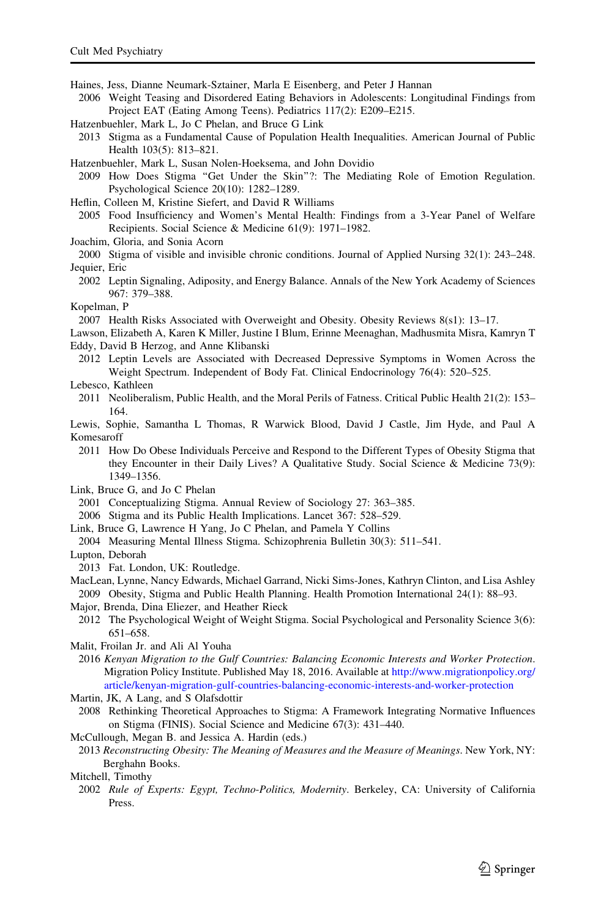Haines, Jess, Dianne Neumark-Sztainer, Marla E Eisenberg, and Peter J Hannan

2006 Weight Teasing and Disordered Eating Behaviors in Adolescents: Longitudinal Findings from Project EAT (Eating Among Teens). Pediatrics 117(2): E209–E215.

Hatzenbuehler, Mark L, Jo C Phelan, and Bruce G Link

2013 Stigma as a Fundamental Cause of Population Health Inequalities. American Journal of Public Health 103(5): 813–821.

Hatzenbuehler, Mark L, Susan Nolen-Hoeksema, and John Dovidio

2009 How Does Stigma "Get Under the Skin"?: The Mediating Role of Emotion Regulation. Psychological Science 20(10): 1282–1289.

Heflin, Colleen M, Kristine Siefert, and David R Williams

2005 Food Insufficiency and Women's Mental Health: Findings from a 3-Year Panel of Welfare Recipients. Social Science & Medicine 61(9): 1971–1982.

Joachim, Gloria, and Sonia Acorn

2000 Stigma of visible and invisible chronic conditions. Journal of Applied Nursing 32(1): 243–248.

Jequier, Eric

2002 Leptin Signaling, Adiposity, and Energy Balance. Annals of the New York Academy of Sciences 967: 379–388.

Kopelman, P

2007 Health Risks Associated with Overweight and Obesity. Obesity Reviews 8(s1): 13–17.

Lawson, Elizabeth A, Karen K Miller, Justine I Blum, Erinne Meenaghan, Madhusmita Misra, Kamryn T Eddy, David B Herzog, and Anne Klibanski

2012 Leptin Levels are Associated with Decreased Depressive Symptoms in Women Across the Weight Spectrum. Independent of Body Fat. Clinical Endocrinology 76(4): 520–525.

Lebesco, Kathleen

2011 Neoliberalism, Public Health, and the Moral Perils of Fatness. Critical Public Health 21(2): 153–164.

Lewis, Sophie, Samantha L Thomas, R Warwick Blood, David J Castle, Jim Hyde, and Paul A Komesaroff

2011 How Do Obese Individuals Perceive and Respond to the Different Types of Obesity Stigma that they Encounter in their Daily Lives? A Qualitative Study. Social Science & Medicine 73(9): 1349–1356.

Link, Bruce G, and Jo C Phelan

2001 Conceptualizing Stigma. Annual Review of Sociology 27: 363–385.

2006 Stigma and its Public Health Implications. Lancet 367: 528–529.

Link, Bruce G, Lawrence H Yang, Jo C Phelan, and Pamela Y Collins

2004 Measuring Mental Illness Stigma. Schizophrenia Bulletin 30(3): 511–541.

Lupton, Deborah

2013 Fat. London, UK: Routledge.

MacLean, Lynne, Nancy Edwards, Michael Garrand, Nicki Sims-Jones, Kathryn Clinton, and Lisa Ashley

2009 Obesity, Stigma and Public Health Planning. Health Promotion International 24(1): 88–93.

Major, Brenda, Dina Eliezer, and Heather Rieck

2012 The Psychological Weight of Weight Stigma. Social Psychological and Personality Science 3(6): 651–658.

Malit, Froilan Jr. and Ali Al Youha

2016 *Kenyan Migration to the Gulf Countries: Balancing Economic Interests and Worker Protection*. Migration Policy Institute. Published May 18, 2016. Available at http://www.migrationpolicy.org/article/kenyan-migration-gulf-countries-balancing-economic-interests-and-worker-protection

Martin, JK, A Lang, and S Olafsdottir

2008 Rethinking Theoretical Approaches to Stigma: A Framework Integrating Normative Influences on Stigma (FINIS). Social Science and Medicine 67(3): 431–440.

McCullough, Megan B. and Jessica A. Hardin (eds.)

2013 *Reconstructing Obesity: The Meaning of Measures and the Measure of Meanings*. New York, NY: Berghahn Books.

Mitchell, Timothy

2002 *Rule of Experts: Egypt, Techno-Politics, Modernity*. Berkeley, CA: University of California Press.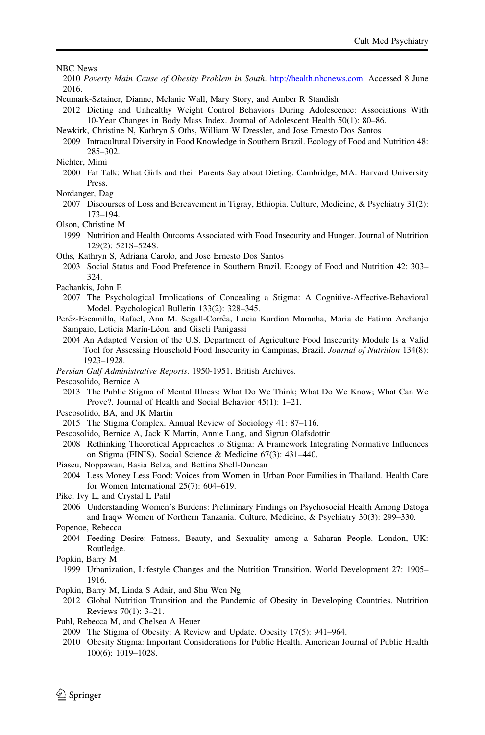NBC News

2010 *Poverty Main Cause of Obesity Problem in South*. http://health.nbcnews.com. Accessed 8 June 2016.

Neumark-Sztainer, Dianne, Melanie Wall, Mary Story, and Amber R Standish

2012 Dieting and Unhealthy Weight Control Behaviors During Adolescence: Associations With 10-Year Changes in Body Mass Index. Journal of Adolescent Health 50(1): 80–86.

Newkirk, Christine N, Kathryn S Oths, William W Dressler, and Jose Ernesto Dos Santos

2009 Intracultural Diversity in Food Knowledge in Southern Brazil. Ecology of Food and Nutrition 48: 285–302.

Nichter, Mimi

2000 Fat Talk: What Girls and their Parents Say about Dieting. Cambridge, MA: Harvard University Press.

Nordanger, Dag

2007 Discourses of Loss and Bereavement in Tigray, Ethiopia. Culture, Medicine, & Psychiatry 31(2): 173–194.

Olson, Christine M

1999 Nutrition and Health Outcoms Associated with Food Insecurity and Hunger. Journal of Nutrition 129(2): 521S–524S.

Oths, Kathryn S, Adriana Carolo, and Jose Ernesto Dos Santos

2003 Social Status and Food Preference in Southern Brazil. Ecoogy of Food and Nutrition 42: 303–324.

Pachankis, John E

2007 The Psychological Implications of Concealing a Stigma: A Cognitive-Affective-Behavioral Model. Psychological Bulletin 133(2): 328–345.

Peréz-Escamilla, Rafael, Ana M. Segall-Corrêa, Lucia Kurdian Maranha, Maria de Fatima Archanjo Sampaio, Leticia Marín-Léon, and Giseli Panigassi

2004 An Adapted Version of the U.S. Department of Agriculture Food Insecurity Module Is a Valid Tool for Assessing Household Food Insecurity in Campinas, Brazil. *Journal of Nutrition* 134(8): 1923–1928.

*Persian Gulf Administrative Reports*. 1950-1951. British Archives.

Pescosolido, Bernice A

2013 The Public Stigma of Mental Illness: What Do We Think; What Do We Know; What Can We Prove?. Journal of Health and Social Behavior 45(1): 1–21.

Pescosolido, BA, and JK Martin

2015 The Stigma Complex. Annual Review of Sociology 41: 87–116.

Pescosolido, Bernice A, Jack K Martin, Annie Lang, and Sigrun Olafsdottir

2008 Rethinking Theoretical Approaches to Stigma: A Framework Integrating Normative Influences on Stigma (FINIS). Social Science & Medicine 67(3): 431–440.

Piaseu, Noppawan, Basia Belza, and Bettina Shell-Duncan

2004 Less Money Less Food: Voices from Women in Urban Poor Families in Thailand. Health Care for Women International 25(7): 604–619.

Pike, Ivy L, and Crystal L Patil

2006 Understanding Women's Burdens: Preliminary Findings on Psychosocial Health Among Datoga and Iraqw Women of Northern Tanzania. Culture, Medicine, & Psychiatry 30(3): 299–330.

Popenoe, Rebecca

2004 Feeding Desire: Fatness, Beauty, and Sexuality among a Saharan People. London, UK: Routledge.

Popkin, Barry M

1999 Urbanization, Lifestyle Changes and the Nutrition Transition. World Development 27: 1905–1916.

Popkin, Barry M, Linda S Adair, and Shu Wen Ng

2012 Global Nutrition Transition and the Pandemic of Obesity in Developing Countries. Nutrition Reviews 70(1): 3–21.

Puhl, Rebecca M, and Chelsea A Heuer

2009 The Stigma of Obesity: A Review and Update. Obesity 17(5): 941–964.

2010 Obesity Stigma: Important Considerations for Public Health. American Journal of Public Health 100(6): 1019–1028.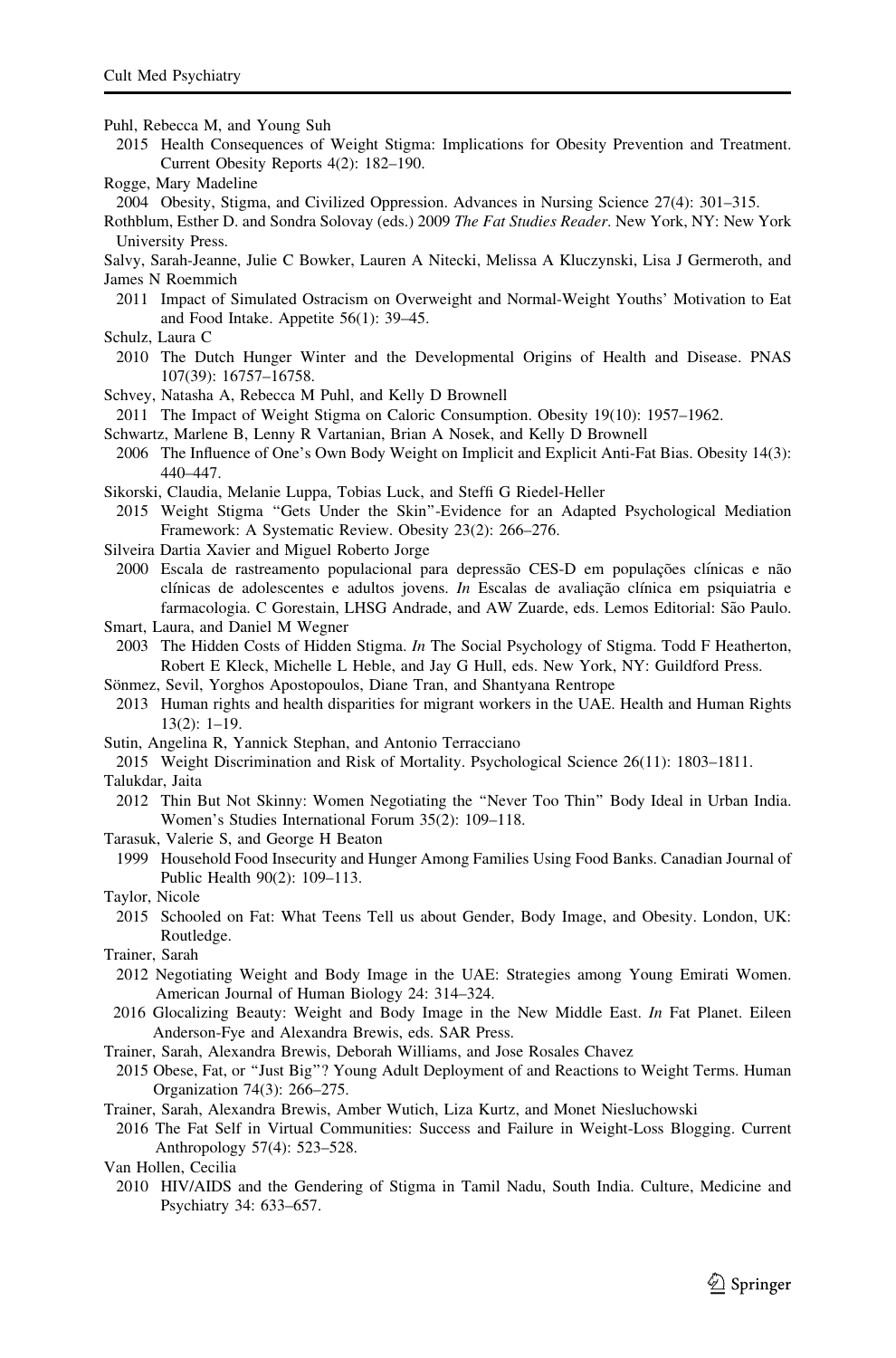Puhl, Rebecca M, and Young Suh

2015 Health Consequences of Weight Stigma: Implications for Obesity Prevention and Treatment. Current Obesity Reports 4(2): 182–190.

Rogge, Mary Madeline

2004 Obesity, Stigma, and Civilized Oppression. Advances in Nursing Science 27(4): 301–315.

Rothblum, Esther D. and Sondra Solovay (eds.) 2009 *The Fat Studies Reader*. New York, NY: New York University Press.

Salvy, Sarah-Jeanne, Julie C Bowker, Lauren A Nitecki, Melissa A Kluczynski, Lisa J Germeroth, and James N Roemmich

2011 Impact of Simulated Ostracism on Overweight and Normal-Weight Youths' Motivation to Eat and Food Intake. Appetite 56(1): 39–45.

Schulz, Laura C

2010 The Dutch Hunger Winter and the Developmental Origins of Health and Disease. PNAS 107(39): 16757–16758.

Schvey, Natasha A, Rebecca M Puhl, and Kelly D Brownell

2011 The Impact of Weight Stigma on Caloric Consumption. Obesity 19(10): 1957–1962.

Schwartz, Marlene B, Lenny R Vartanian, Brian A Nosek, and Kelly D Brownell

2006 The Influence of One's Own Body Weight on Implicit and Explicit Anti-Fat Bias. Obesity 14(3): 440–447.

Sikorski, Claudia, Melanie Luppa, Tobias Luck, and Steffi G Riedel-Heller

2015 Weight Stigma "Gets Under the Skin"-Evidence for an Adapted Psychological Mediation Framework: A Systematic Review. Obesity 23(2): 266–276.

Silveira Dartia Xavier and Miguel Roberto Jorge

2000 Escala de rastreamento populacional para depressão CES-D em populações clínicas e não clínicas de adolescentes e adultos jovens. *In* Escalas de avaliação clínica em psiquiatria e farmacologia. C Gorestain, LHSG Andrade, and AW Zuarde, eds. Lemos Editorial: São Paulo.

Smart, Laura, and Daniel M Wegner

2003 The Hidden Costs of Hidden Stigma. *In* The Social Psychology of Stigma. Todd F Heatherton, Robert E Kleck, Michelle L Heble, and Jay G Hull, eds. New York, NY: Guildford Press.

Sönmez, Sevil, Yorghos Apostopoulos, Diane Tran, and Shantyana Rentrope

2013 Human rights and health disparities for migrant workers in the UAE. Health and Human Rights 13(2): 1–19.

Sutin, Angelina R, Yannick Stephan, and Antonio Terracciano

2015 Weight Discrimination and Risk of Mortality. Psychological Science 26(11): 1803–1811.

Talukdar, Jaita

2012 Thin But Not Skinny: Women Negotiating the "Never Too Thin" Body Ideal in Urban India. Women's Studies International Forum 35(2): 109–118.

Tarasuk, Valerie S, and George H Beaton

1999 Household Food Insecurity and Hunger Among Families Using Food Banks. Canadian Journal of Public Health 90(2): 109–113.

Taylor, Nicole

2015 Schooled on Fat: What Teens Tell us about Gender, Body Image, and Obesity. London, UK: Routledge.

Trainer, Sarah

2012 Negotiating Weight and Body Image in the UAE: Strategies among Young Emirati Women. American Journal of Human Biology 24: 314–324.

2016 Glocalizing Beauty: Weight and Body Image in the New Middle East. *In* Fat Planet. Eileen Anderson-Fye and Alexandra Brewis, eds. SAR Press.

Trainer, Sarah, Alexandra Brewis, Deborah Williams, and Jose Rosales Chavez

2015 Obese, Fat, or "Just Big"? Young Adult Deployment of and Reactions to Weight Terms. Human Organization 74(3): 266–275.

Trainer, Sarah, Alexandra Brewis, Amber Wutich, Liza Kurtz, and Monet Niesluchowski

2016 The Fat Self in Virtual Communities: Success and Failure in Weight-Loss Blogging. Current Anthropology 57(4): 523–528.

Van Hollen, Cecilia

2010 HIV/AIDS and the Gendering of Stigma in Tamil Nadu, South India. Culture, Medicine and Psychiatry 34: 633–657.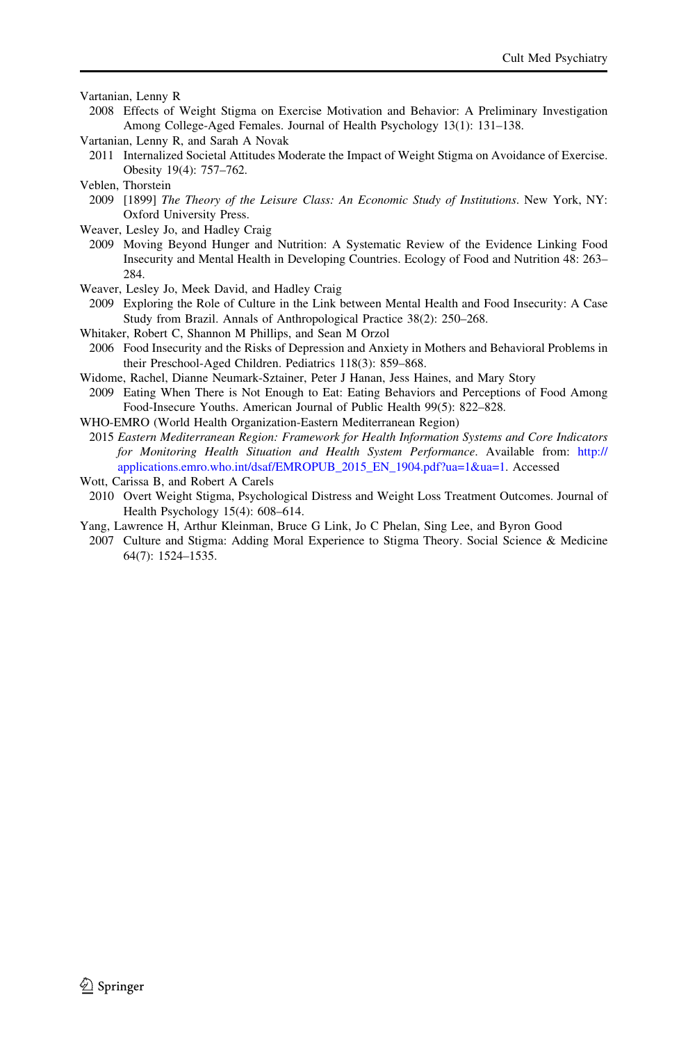Vartanian, Lenny R

2008 Effects of Weight Stigma on Exercise Motivation and Behavior: A Preliminary Investigation Among College-Aged Females. Journal of Health Psychology 13(1): 131–138.

Vartanian, Lenny R, and Sarah A Novak

2011 Internalized Societal Attitudes Moderate the Impact of Weight Stigma on Avoidance of Exercise. Obesity 19(4): 757–762.

Veblen, Thorstein

2009 [1899] *The Theory of the Leisure Class: An Economic Study of Institutions*. New York, NY: Oxford University Press.

Weaver, Lesley Jo, and Hadley Craig

2009 Moving Beyond Hunger and Nutrition: A Systematic Review of the Evidence Linking Food Insecurity and Mental Health in Developing Countries. Ecology of Food and Nutrition 48: 263–284.

Weaver, Lesley Jo, Meek David, and Hadley Craig

2009 Exploring the Role of Culture in the Link between Mental Health and Food Insecurity: A Case Study from Brazil. Annals of Anthropological Practice 38(2): 250–268.

Whitaker, Robert C, Shannon M Phillips, and Sean M Orzol

2006 Food Insecurity and the Risks of Depression and Anxiety in Mothers and Behavioral Problems in their Preschool-Aged Children. Pediatrics 118(3): 859–868.

Widome, Rachel, Dianne Neumark-Sztainer, Peter J Hanan, Jess Haines, and Mary Story

2009 Eating When There is Not Enough to Eat: Eating Behaviors and Perceptions of Food Among Food-Insecure Youths. American Journal of Public Health 99(5): 822–828.

WHO-EMRO (World Health Organization-Eastern Mediterranean Region)

2015 *Eastern Mediterranean Region: Framework for Health Information Systems and Core Indicators for Monitoring Health Situation and Health System Performance*. Available from: http://applications.emro.who.int/dsaf/EMROPUB_2015_EN_1904.pdf?ua=1&ua=1. Accessed

Wott, Carissa B, and Robert A Carels

2010 Overt Weight Stigma, Psychological Distress and Weight Loss Treatment Outcomes. Journal of Health Psychology 15(4): 608–614.

Yang, Lawrence H, Arthur Kleinman, Bruce G Link, Jo C Phelan, Sing Lee, and Byron Good

2007 Culture and Stigma: Adding Moral Experience to Stigma Theory. Social Science & Medicine 64(7): 1524–1535.